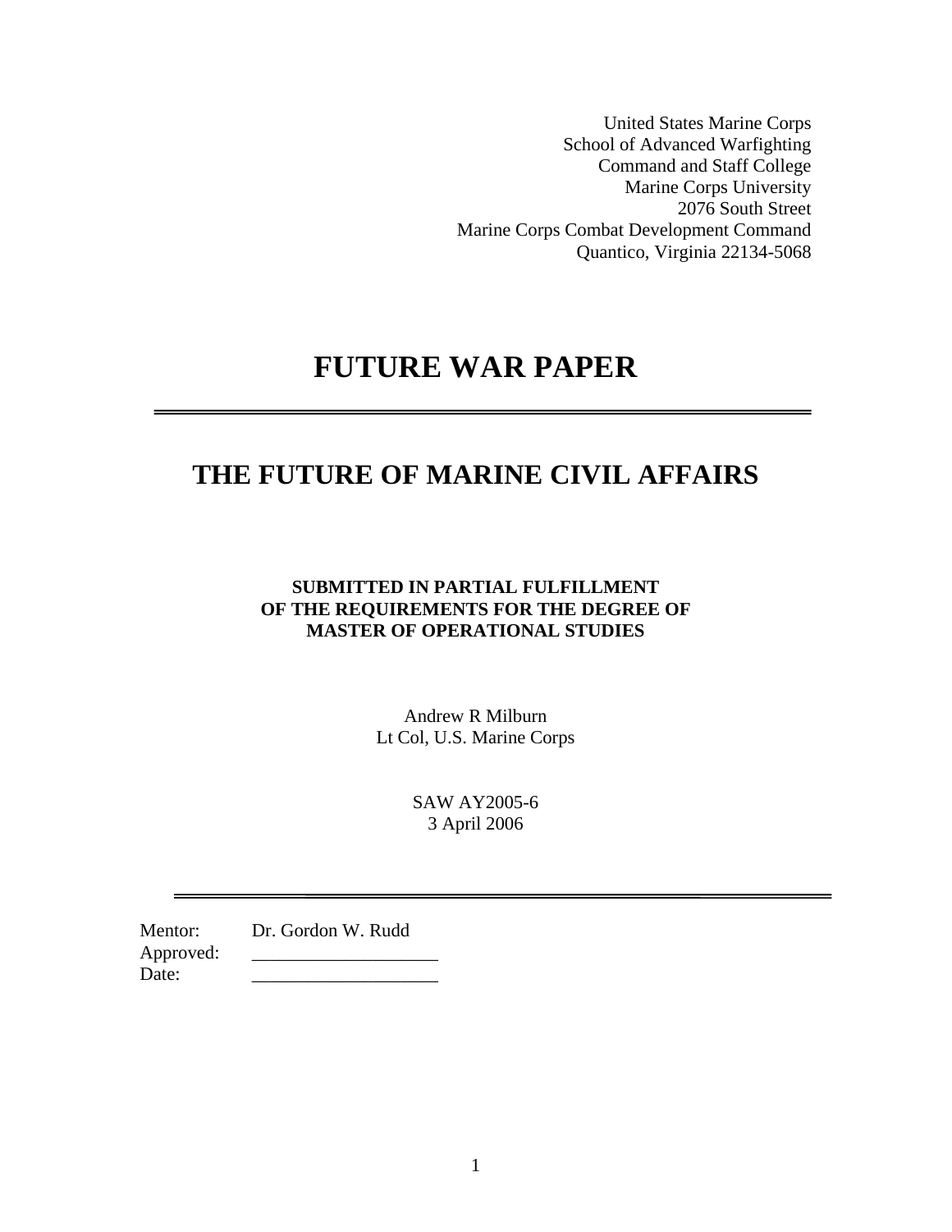United States Marine Corps
School of Advanced Warfighting
Command and Staff College
Marine Corps University
2076 South Street
Marine Corps Combat Development Command
Quantico, Virginia 22134-5068

# FUTURE WAR PAPER

---

## THE FUTURE OF MARINE CIVIL AFFAIRS

**SUBMITTED IN PARTIAL FULFILLMENT
OF THE REQUIREMENTS FOR THE DEGREE OF
MASTER OF OPERATIONAL STUDIES**

Andrew R Milburn
Lt Col, U.S. Marine Corps

SAW AY2005-6
3 April 2006

---

Mentor: Dr. Gordon W. Rudd
Approved: ___________________
Date: ___________________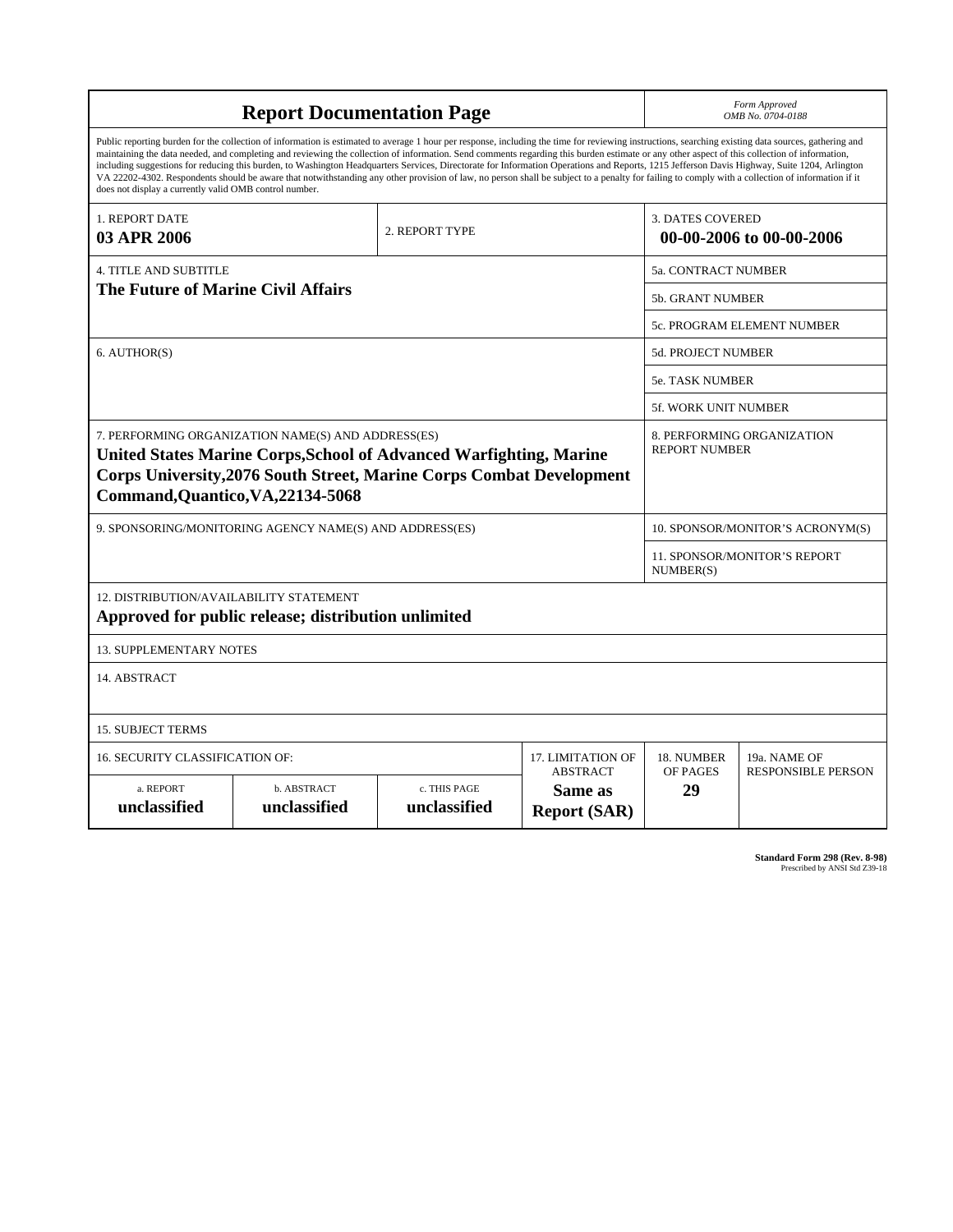# Report Documentation Page

*Form Approved*
*OMB No. 0704-0188*

Public reporting burden for the collection of information is estimated to average 1 hour per response, including the time for reviewing instructions, searching existing data sources, gathering and maintaining the data needed, and completing and reviewing the collection of information. Send comments regarding this burden estimate or any other aspect of this collection of information, including suggestions for reducing this burden, to Washington Headquarters Services, Directorate for Information Operations and Reports, 1215 Jefferson Davis Highway, Suite 1204, Arlington VA 22202-4302. Respondents should be aware that notwithstanding any other provision of law, no person shall be subject to a penalty for failing to comply with a collection of information if it does not display a currently valid OMB control number.

| 1. REPORT DATE | 2. REPORT TYPE | 3. DATES COVERED |
|---|---|---|
| **03 APR 2006** | | **00-00-2006 to 00-00-2006** |

| 4. TITLE AND SUBTITLE | 5a. CONTRACT NUMBER |
|---|---|
| **The Future of Marine Civil Affairs** | 5b. GRANT NUMBER |
| | 5c. PROGRAM ELEMENT NUMBER |
| 6. AUTHOR(S) | 5d. PROJECT NUMBER |
| | 5e. TASK NUMBER |
| | 5f. WORK UNIT NUMBER |
| 7. PERFORMING ORGANIZATION NAME(S) AND ADDRESS(ES) **United States Marine Corps,School of Advanced Warfighting, Marine Corps University,2076 South Street, Marine Corps Combat Development Command,Quantico,VA,22134-5068** | 8. PERFORMING ORGANIZATION REPORT NUMBER |
| 9. SPONSORING/MONITORING AGENCY NAME(S) AND ADDRESS(ES) | 10. SPONSOR/MONITOR'S ACRONYM(S) |
| | 11. SPONSOR/MONITOR'S REPORT NUMBER(S) |

12. DISTRIBUTION/AVAILABILITY STATEMENT
**Approved for public release; distribution unlimited**

13. SUPPLEMENTARY NOTES

14. ABSTRACT

15. SUBJECT TERMS

| 16. SECURITY CLASSIFICATION OF: | | | 17. LIMITATION OF ABSTRACT | 18. NUMBER OF PAGES | 19a. NAME OF RESPONSIBLE PERSON |
|---|---|---|---|---|---|
| a. REPORT **unclassified** | b. ABSTRACT **unclassified** | c. THIS PAGE **unclassified** | **Same as Report (SAR)** | **29** | |

**Standard Form 298 (Rev. 8-98)**
Prescribed by ANSI Std Z39-18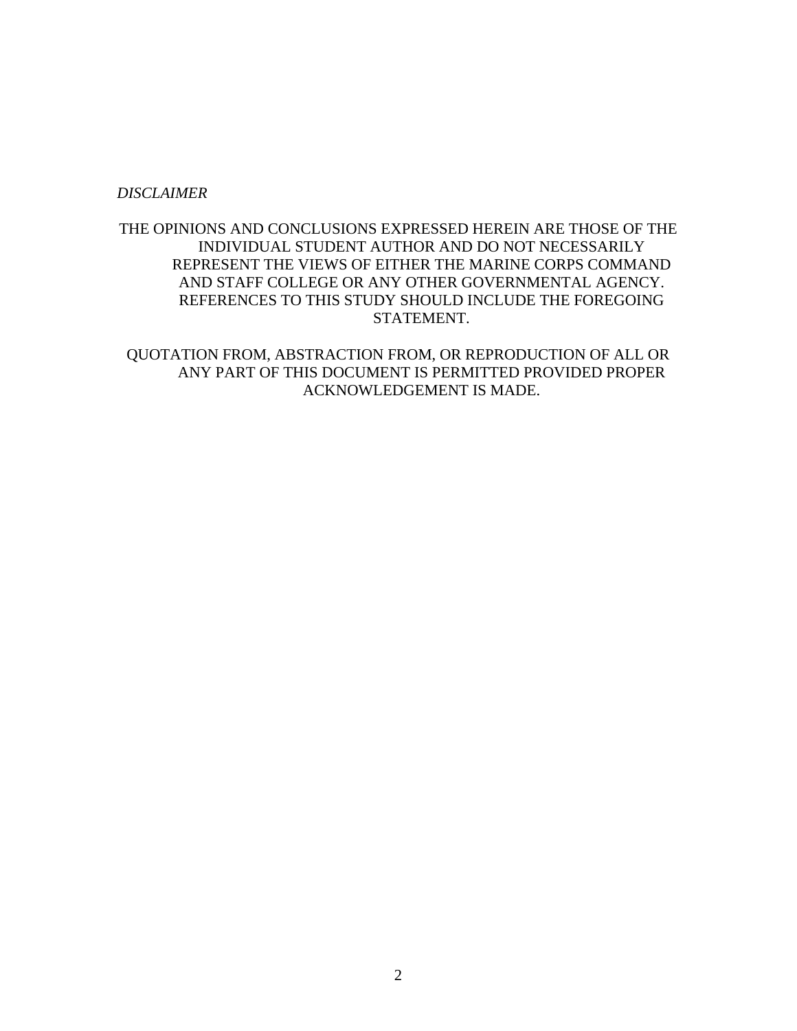*DISCLAIMER*

THE OPINIONS AND CONCLUSIONS EXPRESSED HEREIN ARE THOSE OF THE INDIVIDUAL STUDENT AUTHOR AND DO NOT NECESSARILY REPRESENT THE VIEWS OF EITHER THE MARINE CORPS COMMAND AND STAFF COLLEGE OR ANY OTHER GOVERNMENTAL AGENCY. REFERENCES TO THIS STUDY SHOULD INCLUDE THE FOREGOING STATEMENT.

QUOTATION FROM, ABSTRACTION FROM, OR REPRODUCTION OF ALL OR ANY PART OF THIS DOCUMENT IS PERMITTED PROVIDED PROPER ACKNOWLEDGEMENT IS MADE.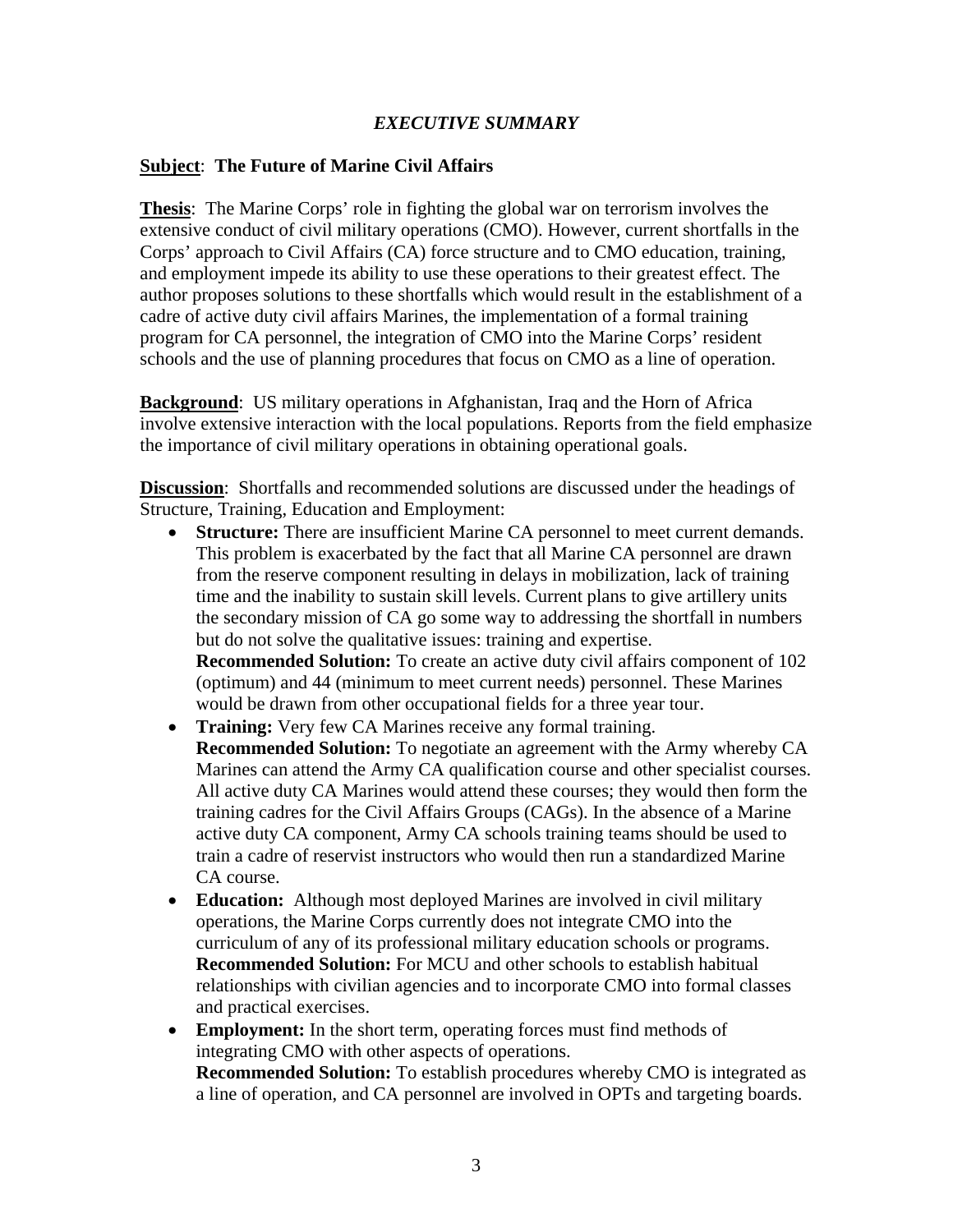## *EXECUTIVE SUMMARY*

**Subject**: **The Future of Marine Civil Affairs**

**Thesis**: The Marine Corps' role in fighting the global war on terrorism involves the extensive conduct of civil military operations (CMO). However, current shortfalls in the Corps' approach to Civil Affairs (CA) force structure and to CMO education, training, and employment impede its ability to use these operations to their greatest effect. The author proposes solutions to these shortfalls which would result in the establishment of a cadre of active duty civil affairs Marines, the implementation of a formal training program for CA personnel, the integration of CMO into the Marine Corps' resident schools and the use of planning procedures that focus on CMO as a line of operation.

**Background**: US military operations in Afghanistan, Iraq and the Horn of Africa involve extensive interaction with the local populations. Reports from the field emphasize the importance of civil military operations in obtaining operational goals.

**Discussion**: Shortfalls and recommended solutions are discussed under the headings of Structure, Training, Education and Employment:

- **Structure:** There are insufficient Marine CA personnel to meet current demands. This problem is exacerbated by the fact that all Marine CA personnel are drawn from the reserve component resulting in delays in mobilization, lack of training time and the inability to sustain skill levels. Current plans to give artillery units the secondary mission of CA go some way to addressing the shortfall in numbers but do not solve the qualitative issues: training and expertise.
  **Recommended Solution:** To create an active duty civil affairs component of 102 (optimum) and 44 (minimum to meet current needs) personnel. These Marines would be drawn from other occupational fields for a three year tour.
- **Training:** Very few CA Marines receive any formal training.
  **Recommended Solution:** To negotiate an agreement with the Army whereby CA Marines can attend the Army CA qualification course and other specialist courses. All active duty CA Marines would attend these courses; they would then form the training cadres for the Civil Affairs Groups (CAGs). In the absence of a Marine active duty CA component, Army CA schools training teams should be used to train a cadre of reservist instructors who would then run a standardized Marine CA course.
- **Education:** Although most deployed Marines are involved in civil military operations, the Marine Corps currently does not integrate CMO into the curriculum of any of its professional military education schools or programs.
  **Recommended Solution:** For MCU and other schools to establish habitual relationships with civilian agencies and to incorporate CMO into formal classes and practical exercises.
- **Employment:** In the short term, operating forces must find methods of integrating CMO with other aspects of operations.
  **Recommended Solution:** To establish procedures whereby CMO is integrated as a line of operation, and CA personnel are involved in OPTs and targeting boards.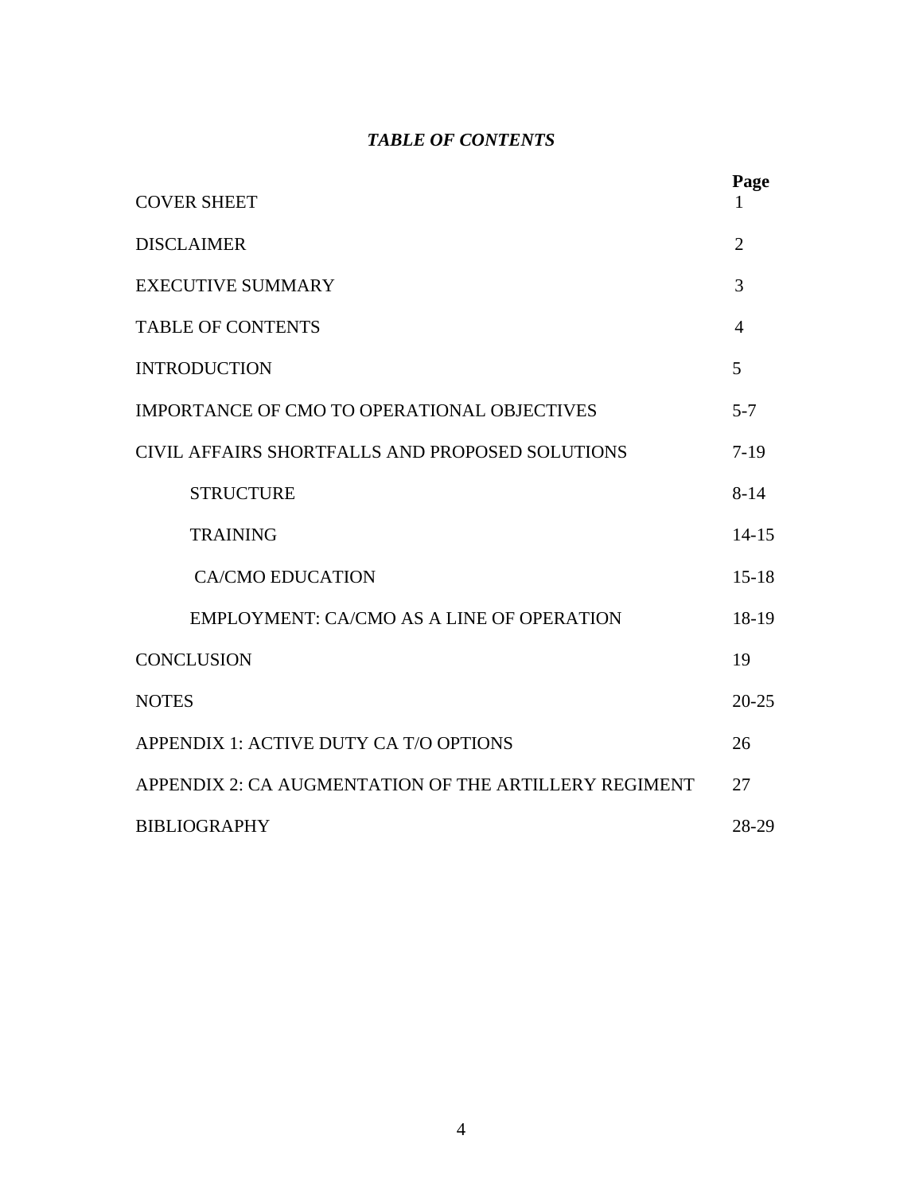# *TABLE OF CONTENTS*

| | Page |
|---|---|
| COVER SHEET | 1 |
| DISCLAIMER | 2 |
| EXECUTIVE SUMMARY | 3 |
| TABLE OF CONTENTS | 4 |
| INTRODUCTION | 5 |
| IMPORTANCE OF CMO TO OPERATIONAL OBJECTIVES | 5-7 |
| CIVIL AFFAIRS SHORTFALLS AND PROPOSED SOLUTIONS | 7-19 |
| STRUCTURE | 8-14 |
| TRAINING | 14-15 |
| CA/CMO EDUCATION | 15-18 |
| EMPLOYMENT: CA/CMO AS A LINE OF OPERATION | 18-19 |
| CONCLUSION | 19 |
| NOTES | 20-25 |
| APPENDIX 1: ACTIVE DUTY CA T/O OPTIONS | 26 |
| APPENDIX 2: CA AUGMENTATION OF THE ARTILLERY REGIMENT | 27 |
| BIBLIOGRAPHY | 28-29 |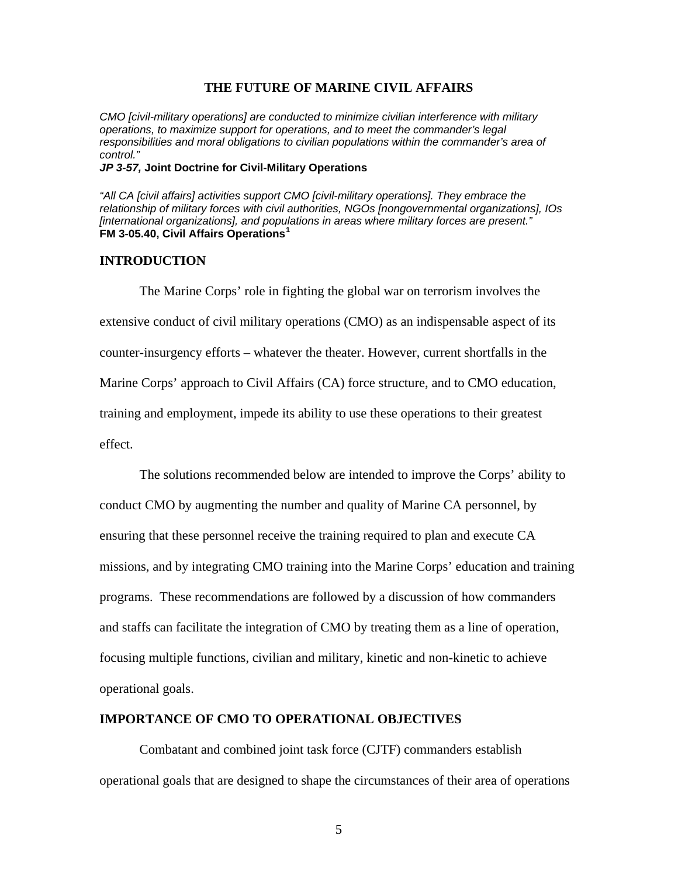# THE FUTURE OF MARINE CIVIL AFFAIRS

*CMO [civil-military operations] are conducted to minimize civilian interference with military operations, to maximize support for operations, and to meet the commander's legal responsibilities and moral obligations to civilian populations within the commander's area of control."*
***JP 3-57,* Joint Doctrine for Civil-Military Operations**

*"All CA [civil affairs] activities support CMO [civil-military operations]. They embrace the relationship of military forces with civil authorities, NGOs [nongovernmental organizations], IOs [international organizations], and populations in areas where military forces are present."*
**FM 3-05.40, Civil Affairs Operations**[1]

## INTRODUCTION

The Marine Corps' role in fighting the global war on terrorism involves the extensive conduct of civil military operations (CMO) as an indispensable aspect of its counter-insurgency efforts – whatever the theater. However, current shortfalls in the Marine Corps' approach to Civil Affairs (CA) force structure, and to CMO education, training and employment, impede its ability to use these operations to their greatest effect.

The solutions recommended below are intended to improve the Corps' ability to conduct CMO by augmenting the number and quality of Marine CA personnel, by ensuring that these personnel receive the training required to plan and execute CA missions, and by integrating CMO training into the Marine Corps' education and training programs. These recommendations are followed by a discussion of how commanders and staffs can facilitate the integration of CMO by treating them as a line of operation, focusing multiple functions, civilian and military, kinetic and non-kinetic to achieve operational goals.

## IMPORTANCE OF CMO TO OPERATIONAL OBJECTIVES

Combatant and combined joint task force (CJTF) commanders establish operational goals that are designed to shape the circumstances of their area of operations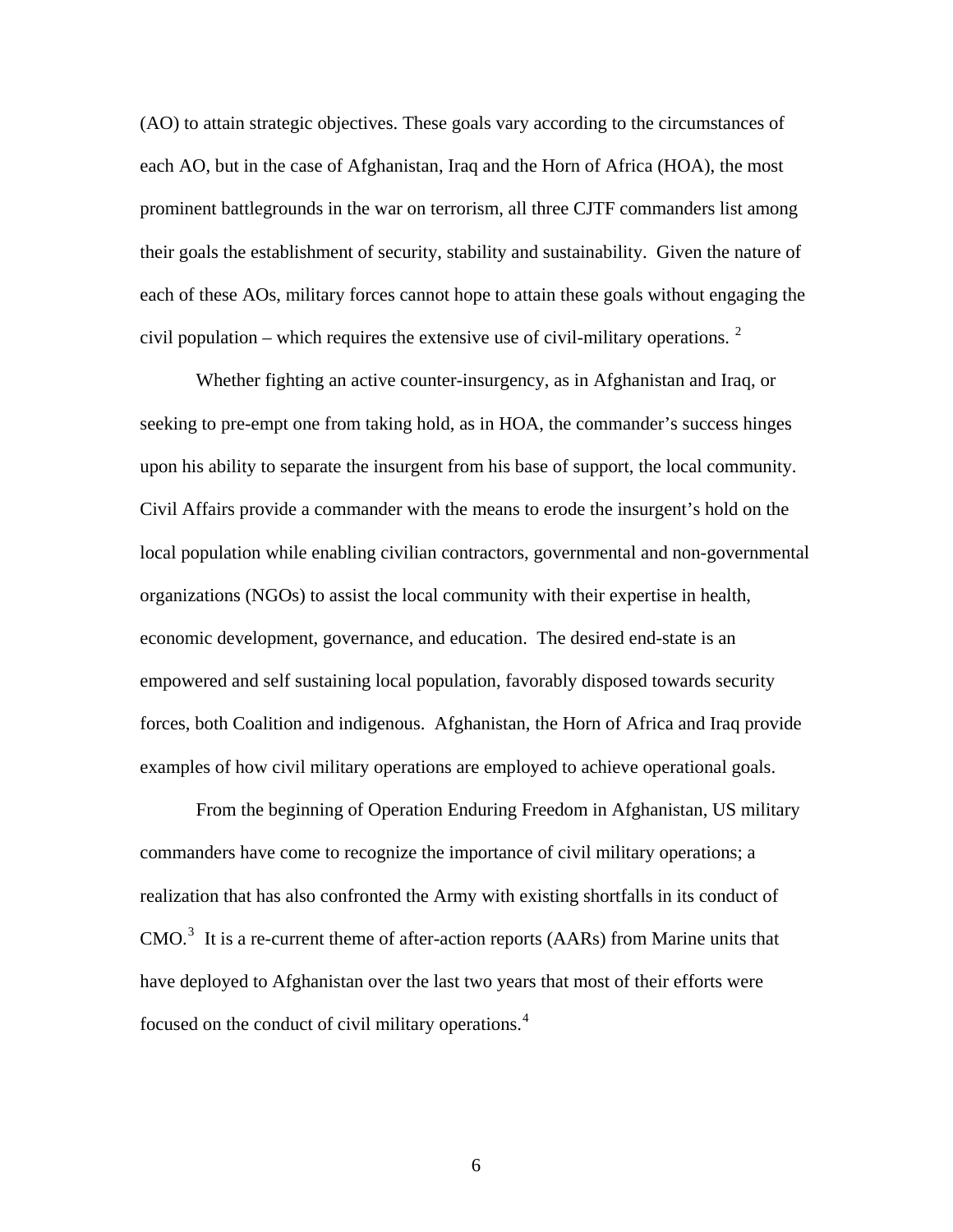(AO) to attain strategic objectives. These goals vary according to the circumstances of each AO, but in the case of Afghanistan, Iraq and the Horn of Africa (HOA), the most prominent battlegrounds in the war on terrorism, all three CJTF commanders list among their goals the establishment of security, stability and sustainability. Given the nature of each of these AOs, military forces cannot hope to attain these goals without engaging the civil population – which requires the extensive use of civil-military operations. [2]

Whether fighting an active counter-insurgency, as in Afghanistan and Iraq, or seeking to pre-empt one from taking hold, as in HOA, the commander's success hinges upon his ability to separate the insurgent from his base of support, the local community. Civil Affairs provide a commander with the means to erode the insurgent's hold on the local population while enabling civilian contractors, governmental and non-governmental organizations (NGOs) to assist the local community with their expertise in health, economic development, governance, and education. The desired end-state is an empowered and self sustaining local population, favorably disposed towards security forces, both Coalition and indigenous. Afghanistan, the Horn of Africa and Iraq provide examples of how civil military operations are employed to achieve operational goals.

From the beginning of Operation Enduring Freedom in Afghanistan, US military commanders have come to recognize the importance of civil military operations; a realization that has also confronted the Army with existing shortfalls in its conduct of CMO.[3] It is a re-current theme of after-action reports (AARs) from Marine units that have deployed to Afghanistan over the last two years that most of their efforts were focused on the conduct of civil military operations.[4]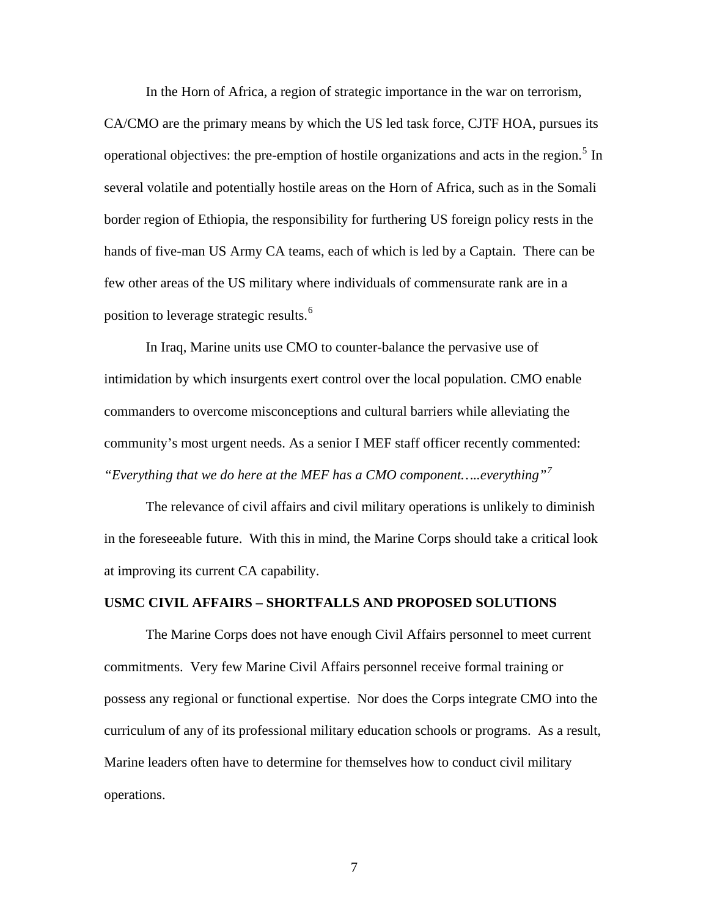In the Horn of Africa, a region of strategic importance in the war on terrorism, CA/CMO are the primary means by which the US led task force, CJTF HOA, pursues its operational objectives: the pre-emption of hostile organizations and acts in the region.[5] In several volatile and potentially hostile areas on the Horn of Africa, such as in the Somali border region of Ethiopia, the responsibility for furthering US foreign policy rests in the hands of five-man US Army CA teams, each of which is led by a Captain. There can be few other areas of the US military where individuals of commensurate rank are in a position to leverage strategic results.[6]

In Iraq, Marine units use CMO to counter-balance the pervasive use of intimidation by which insurgents exert control over the local population. CMO enable commanders to overcome misconceptions and cultural barriers while alleviating the community's most urgent needs. As a senior I MEF staff officer recently commented: *"Everything that we do here at the MEF has a CMO component…..everything"*[7]

The relevance of civil affairs and civil military operations is unlikely to diminish in the foreseeable future. With this in mind, the Marine Corps should take a critical look at improving its current CA capability.

**USMC CIVIL AFFAIRS – SHORTFALLS AND PROPOSED SOLUTIONS**

The Marine Corps does not have enough Civil Affairs personnel to meet current commitments. Very few Marine Civil Affairs personnel receive formal training or possess any regional or functional expertise. Nor does the Corps integrate CMO into the curriculum of any of its professional military education schools or programs. As a result, Marine leaders often have to determine for themselves how to conduct civil military operations.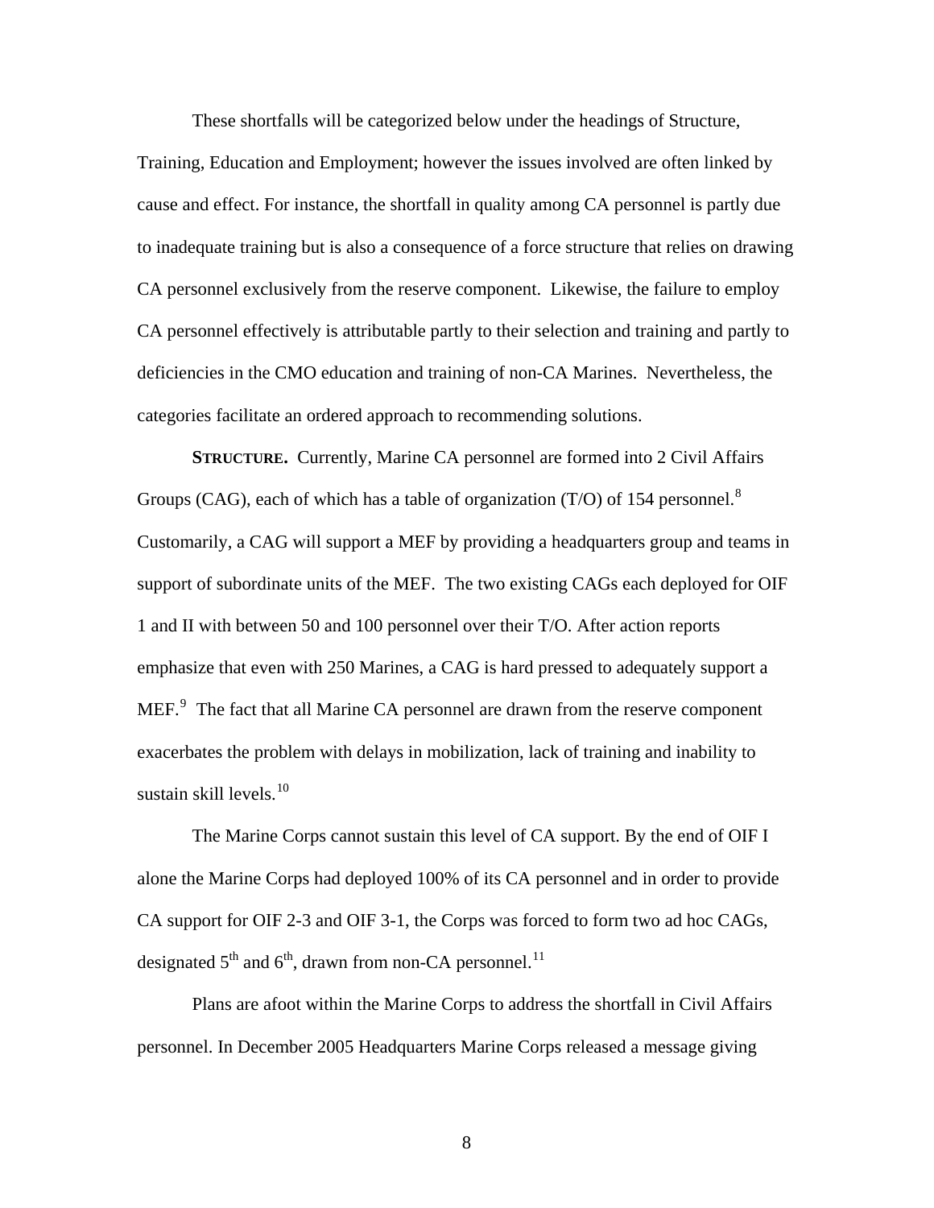These shortfalls will be categorized below under the headings of Structure, Training, Education and Employment; however the issues involved are often linked by cause and effect. For instance, the shortfall in quality among CA personnel is partly due to inadequate training but is also a consequence of a force structure that relies on drawing CA personnel exclusively from the reserve component. Likewise, the failure to employ CA personnel effectively is attributable partly to their selection and training and partly to deficiencies in the CMO education and training of non-CA Marines. Nevertheless, the categories facilitate an ordered approach to recommending solutions.

**STRUCTURE.** Currently, Marine CA personnel are formed into 2 Civil Affairs Groups (CAG), each of which has a table of organization (T/O) of 154 personnel.[8] Customarily, a CAG will support a MEF by providing a headquarters group and teams in support of subordinate units of the MEF. The two existing CAGs each deployed for OIF 1 and II with between 50 and 100 personnel over their T/O. After action reports emphasize that even with 250 Marines, a CAG is hard pressed to adequately support a MEF.[9] The fact that all Marine CA personnel are drawn from the reserve component exacerbates the problem with delays in mobilization, lack of training and inability to sustain skill levels.[10]

The Marine Corps cannot sustain this level of CA support. By the end of OIF I alone the Marine Corps had deployed 100% of its CA personnel and in order to provide CA support for OIF 2-3 and OIF 3-1, the Corps was forced to form two ad hoc CAGs, designated 5th and 6th, drawn from non-CA personnel.[11]

Plans are afoot within the Marine Corps to address the shortfall in Civil Affairs personnel. In December 2005 Headquarters Marine Corps released a message giving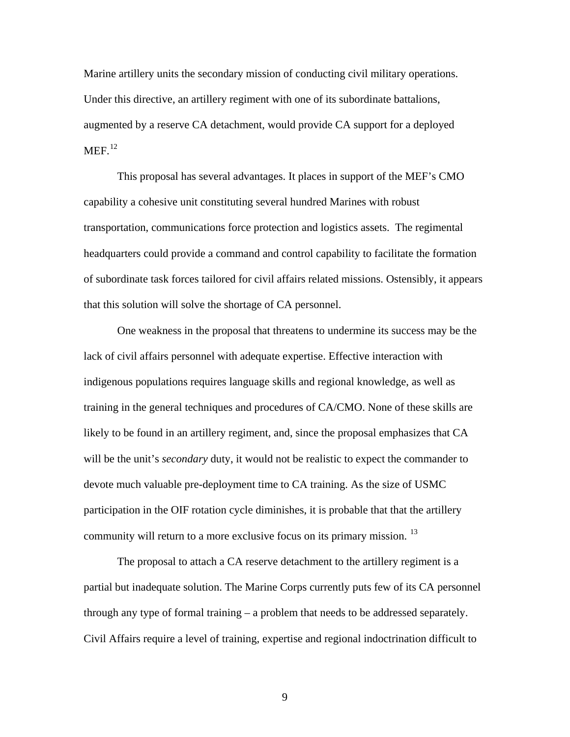Marine artillery units the secondary mission of conducting civil military operations. Under this directive, an artillery regiment with one of its subordinate battalions, augmented by a reserve CA detachment, would provide CA support for a deployed MEF.[12]

This proposal has several advantages. It places in support of the MEF's CMO capability a cohesive unit constituting several hundred Marines with robust transportation, communications force protection and logistics assets. The regimental headquarters could provide a command and control capability to facilitate the formation of subordinate task forces tailored for civil affairs related missions. Ostensibly, it appears that this solution will solve the shortage of CA personnel.

One weakness in the proposal that threatens to undermine its success may be the lack of civil affairs personnel with adequate expertise. Effective interaction with indigenous populations requires language skills and regional knowledge, as well as training in the general techniques and procedures of CA/CMO. None of these skills are likely to be found in an artillery regiment, and, since the proposal emphasizes that CA will be the unit's *secondary* duty, it would not be realistic to expect the commander to devote much valuable pre-deployment time to CA training. As the size of USMC participation in the OIF rotation cycle diminishes, it is probable that that the artillery community will return to a more exclusive focus on its primary mission.[13]

The proposal to attach a CA reserve detachment to the artillery regiment is a partial but inadequate solution. The Marine Corps currently puts few of its CA personnel through any type of formal training – a problem that needs to be addressed separately. Civil Affairs require a level of training, expertise and regional indoctrination difficult to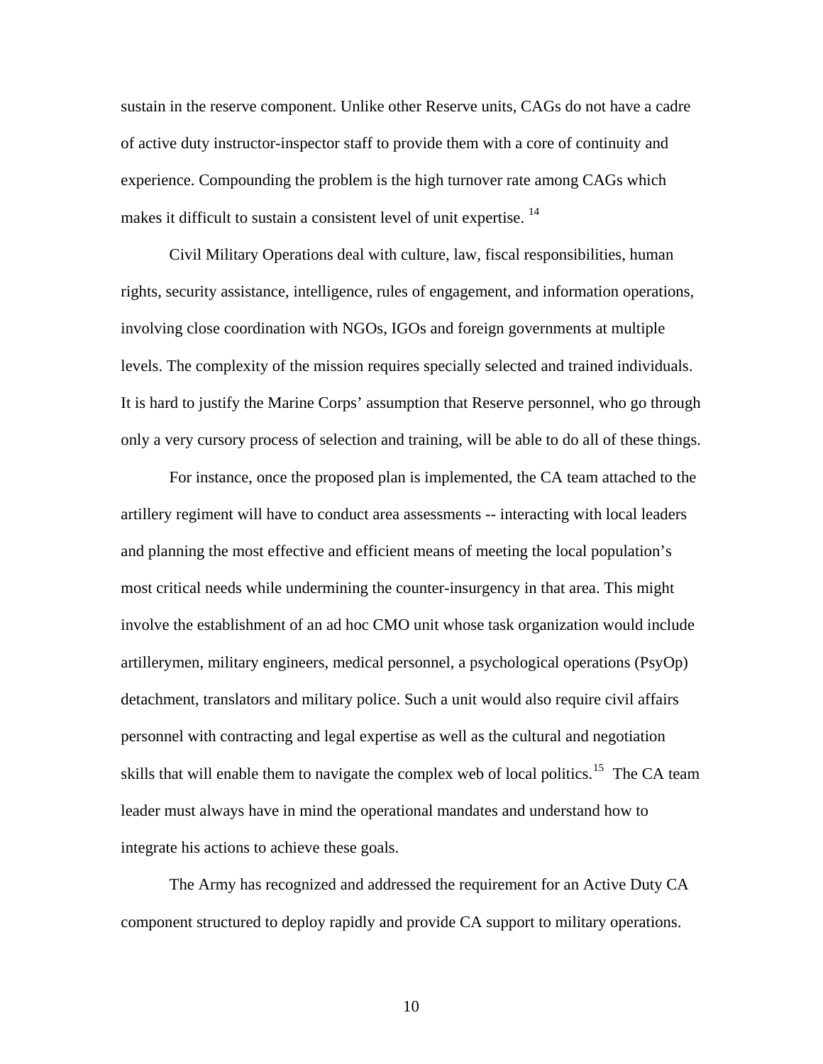sustain in the reserve component. Unlike other Reserve units, CAGs do not have a cadre of active duty instructor-inspector staff to provide them with a core of continuity and experience. Compounding the problem is the high turnover rate among CAGs which makes it difficult to sustain a consistent level of unit expertise. [14]

Civil Military Operations deal with culture, law, fiscal responsibilities, human rights, security assistance, intelligence, rules of engagement, and information operations, involving close coordination with NGOs, IGOs and foreign governments at multiple levels. The complexity of the mission requires specially selected and trained individuals. It is hard to justify the Marine Corps' assumption that Reserve personnel, who go through only a very cursory process of selection and training, will be able to do all of these things.

For instance, once the proposed plan is implemented, the CA team attached to the artillery regiment will have to conduct area assessments -- interacting with local leaders and planning the most effective and efficient means of meeting the local population's most critical needs while undermining the counter-insurgency in that area. This might involve the establishment of an ad hoc CMO unit whose task organization would include artillerymen, military engineers, medical personnel, a psychological operations (PsyOp) detachment, translators and military police. Such a unit would also require civil affairs personnel with contracting and legal expertise as well as the cultural and negotiation skills that will enable them to navigate the complex web of local politics.[15] The CA team leader must always have in mind the operational mandates and understand how to integrate his actions to achieve these goals.

The Army has recognized and addressed the requirement for an Active Duty CA component structured to deploy rapidly and provide CA support to military operations.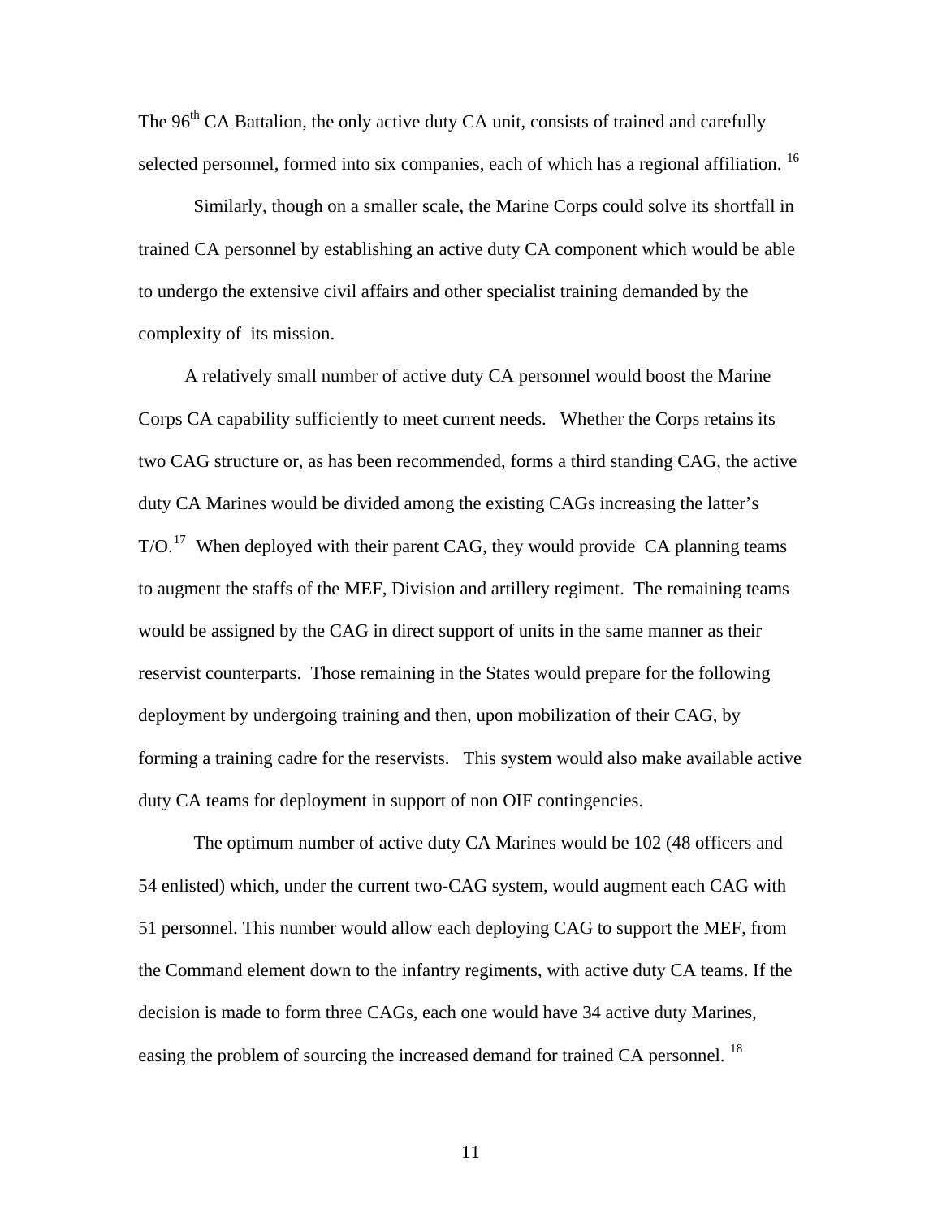The 96th CA Battalion, the only active duty CA unit, consists of trained and carefully selected personnel, formed into six companies, each of which has a regional affiliation. [16]

Similarly, though on a smaller scale, the Marine Corps could solve its shortfall in trained CA personnel by establishing an active duty CA component which would be able to undergo the extensive civil affairs and other specialist training demanded by the complexity of its mission.

A relatively small number of active duty CA personnel would boost the Marine Corps CA capability sufficiently to meet current needs. Whether the Corps retains its two CAG structure or, as has been recommended, forms a third standing CAG, the active duty CA Marines would be divided among the existing CAGs increasing the latter's T/O.[17] When deployed with their parent CAG, they would provide CA planning teams to augment the staffs of the MEF, Division and artillery regiment. The remaining teams would be assigned by the CAG in direct support of units in the same manner as their reservist counterparts. Those remaining in the States would prepare for the following deployment by undergoing training and then, upon mobilization of their CAG, by forming a training cadre for the reservists. This system would also make available active duty CA teams for deployment in support of non OIF contingencies.

The optimum number of active duty CA Marines would be 102 (48 officers and 54 enlisted) which, under the current two-CAG system, would augment each CAG with 51 personnel. This number would allow each deploying CAG to support the MEF, from the Command element down to the infantry regiments, with active duty CA teams. If the decision is made to form three CAGs, each one would have 34 active duty Marines, easing the problem of sourcing the increased demand for trained CA personnel. [18]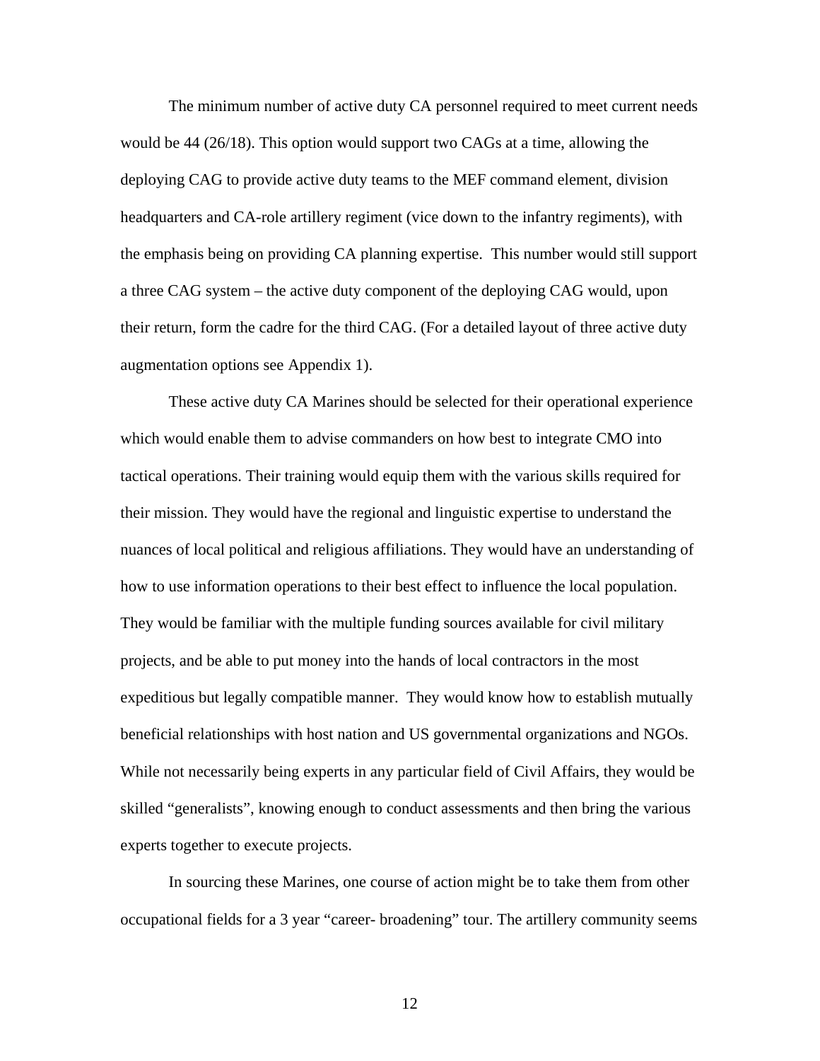The minimum number of active duty CA personnel required to meet current needs would be 44 (26/18). This option would support two CAGs at a time, allowing the deploying CAG to provide active duty teams to the MEF command element, division headquarters and CA-role artillery regiment (vice down to the infantry regiments), with the emphasis being on providing CA planning expertise. This number would still support a three CAG system – the active duty component of the deploying CAG would, upon their return, form the cadre for the third CAG. (For a detailed layout of three active duty augmentation options see Appendix 1).

These active duty CA Marines should be selected for their operational experience which would enable them to advise commanders on how best to integrate CMO into tactical operations. Their training would equip them with the various skills required for their mission. They would have the regional and linguistic expertise to understand the nuances of local political and religious affiliations. They would have an understanding of how to use information operations to their best effect to influence the local population. They would be familiar with the multiple funding sources available for civil military projects, and be able to put money into the hands of local contractors in the most expeditious but legally compatible manner. They would know how to establish mutually beneficial relationships with host nation and US governmental organizations and NGOs. While not necessarily being experts in any particular field of Civil Affairs, they would be skilled "generalists", knowing enough to conduct assessments and then bring the various experts together to execute projects.

In sourcing these Marines, one course of action might be to take them from other occupational fields for a 3 year "career- broadening" tour. The artillery community seems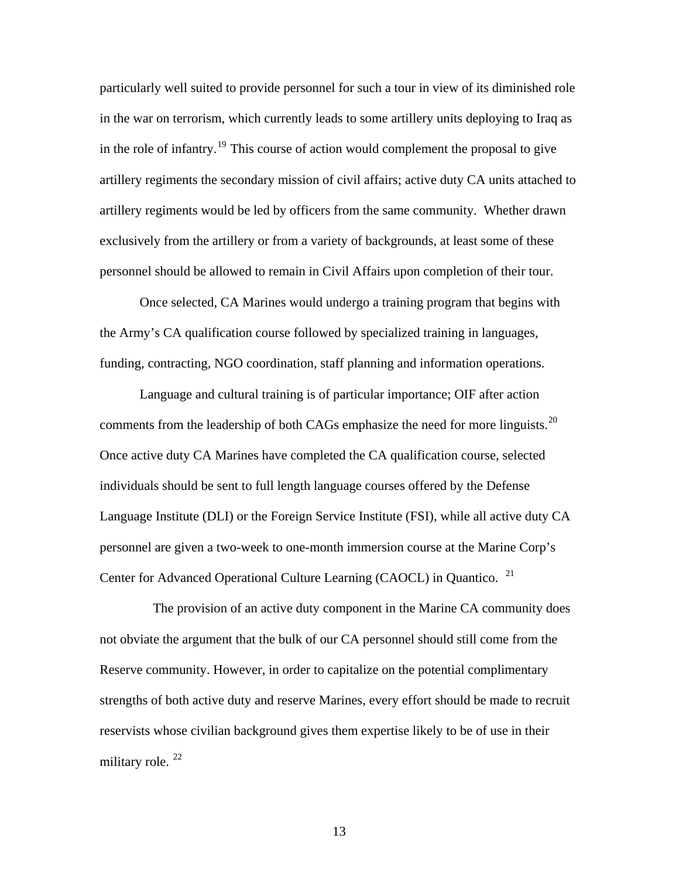particularly well suited to provide personnel for such a tour in view of its diminished role in the war on terrorism, which currently leads to some artillery units deploying to Iraq as in the role of infantry.[19] This course of action would complement the proposal to give artillery regiments the secondary mission of civil affairs; active duty CA units attached to artillery regiments would be led by officers from the same community. Whether drawn exclusively from the artillery or from a variety of backgrounds, at least some of these personnel should be allowed to remain in Civil Affairs upon completion of their tour.

Once selected, CA Marines would undergo a training program that begins with the Army's CA qualification course followed by specialized training in languages, funding, contracting, NGO coordination, staff planning and information operations.

Language and cultural training is of particular importance; OIF after action comments from the leadership of both CAGs emphasize the need for more linguists.[20] Once active duty CA Marines have completed the CA qualification course, selected individuals should be sent to full length language courses offered by the Defense Language Institute (DLI) or the Foreign Service Institute (FSI), while all active duty CA personnel are given a two-week to one-month immersion course at the Marine Corp's Center for Advanced Operational Culture Learning (CAOCL) in Quantico. [21]

The provision of an active duty component in the Marine CA community does not obviate the argument that the bulk of our CA personnel should still come from the Reserve community. However, in order to capitalize on the potential complimentary strengths of both active duty and reserve Marines, every effort should be made to recruit reservists whose civilian background gives them expertise likely to be of use in their military role. [22]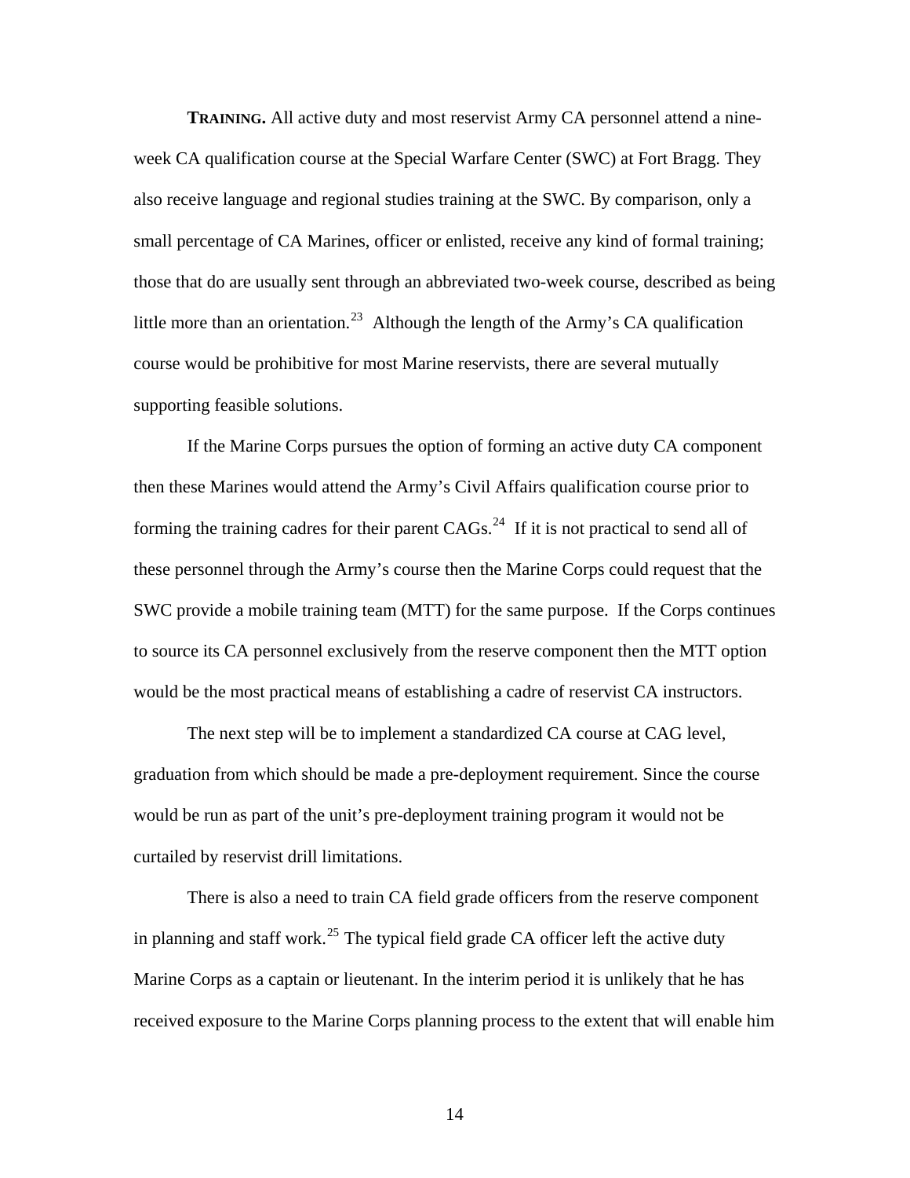**TRAINING.** All active duty and most reservist Army CA personnel attend a nine-week CA qualification course at the Special Warfare Center (SWC) at Fort Bragg. They also receive language and regional studies training at the SWC. By comparison, only a small percentage of CA Marines, officer or enlisted, receive any kind of formal training; those that do are usually sent through an abbreviated two-week course, described as being little more than an orientation.[23] Although the length of the Army's CA qualification course would be prohibitive for most Marine reservists, there are several mutually supporting feasible solutions.

If the Marine Corps pursues the option of forming an active duty CA component then these Marines would attend the Army's Civil Affairs qualification course prior to forming the training cadres for their parent CAGs.[24] If it is not practical to send all of these personnel through the Army's course then the Marine Corps could request that the SWC provide a mobile training team (MTT) for the same purpose. If the Corps continues to source its CA personnel exclusively from the reserve component then the MTT option would be the most practical means of establishing a cadre of reservist CA instructors.

The next step will be to implement a standardized CA course at CAG level, graduation from which should be made a pre-deployment requirement. Since the course would be run as part of the unit's pre-deployment training program it would not be curtailed by reservist drill limitations.

There is also a need to train CA field grade officers from the reserve component in planning and staff work.[25] The typical field grade CA officer left the active duty Marine Corps as a captain or lieutenant. In the interim period it is unlikely that he has received exposure to the Marine Corps planning process to the extent that will enable him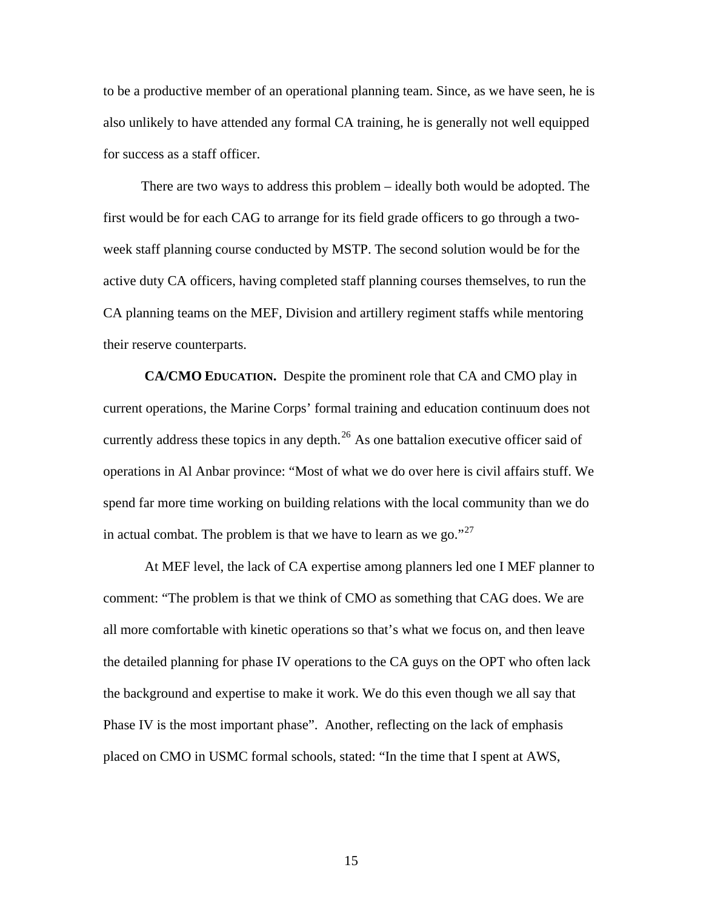to be a productive member of an operational planning team. Since, as we have seen, he is also unlikely to have attended any formal CA training, he is generally not well equipped for success as a staff officer.

There are two ways to address this problem – ideally both would be adopted. The first would be for each CAG to arrange for its field grade officers to go through a two-week staff planning course conducted by MSTP. The second solution would be for the active duty CA officers, having completed staff planning courses themselves, to run the CA planning teams on the MEF, Division and artillery regiment staffs while mentoring their reserve counterparts.

**CA/CMO EDUCATION.** Despite the prominent role that CA and CMO play in current operations, the Marine Corps' formal training and education continuum does not currently address these topics in any depth.[26] As one battalion executive officer said of operations in Al Anbar province: "Most of what we do over here is civil affairs stuff. We spend far more time working on building relations with the local community than we do in actual combat. The problem is that we have to learn as we go."[27]

At MEF level, the lack of CA expertise among planners led one I MEF planner to comment: "The problem is that we think of CMO as something that CAG does. We are all more comfortable with kinetic operations so that's what we focus on, and then leave the detailed planning for phase IV operations to the CA guys on the OPT who often lack the background and expertise to make it work. We do this even though we all say that Phase IV is the most important phase". Another, reflecting on the lack of emphasis placed on CMO in USMC formal schools, stated: "In the time that I spent at AWS,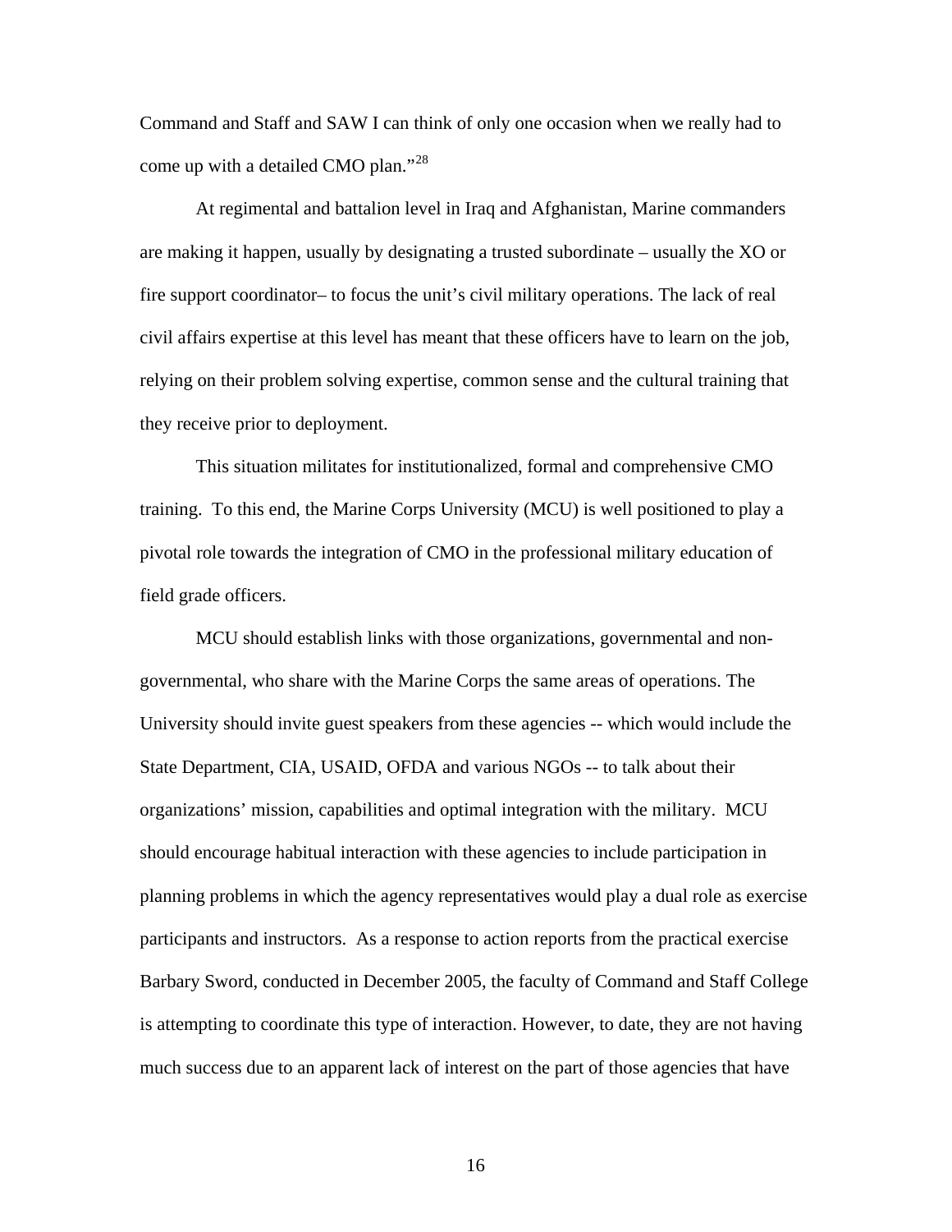Command and Staff and SAW I can think of only one occasion when we really had to come up with a detailed CMO plan."[28]

At regimental and battalion level in Iraq and Afghanistan, Marine commanders are making it happen, usually by designating a trusted subordinate – usually the XO or fire support coordinator– to focus the unit's civil military operations. The lack of real civil affairs expertise at this level has meant that these officers have to learn on the job, relying on their problem solving expertise, common sense and the cultural training that they receive prior to deployment.

This situation militates for institutionalized, formal and comprehensive CMO training. To this end, the Marine Corps University (MCU) is well positioned to play a pivotal role towards the integration of CMO in the professional military education of field grade officers.

MCU should establish links with those organizations, governmental and non-governmental, who share with the Marine Corps the same areas of operations. The University should invite guest speakers from these agencies -- which would include the State Department, CIA, USAID, OFDA and various NGOs -- to talk about their organizations' mission, capabilities and optimal integration with the military. MCU should encourage habitual interaction with these agencies to include participation in planning problems in which the agency representatives would play a dual role as exercise participants and instructors. As a response to action reports from the practical exercise Barbary Sword, conducted in December 2005, the faculty of Command and Staff College is attempting to coordinate this type of interaction. However, to date, they are not having much success due to an apparent lack of interest on the part of those agencies that have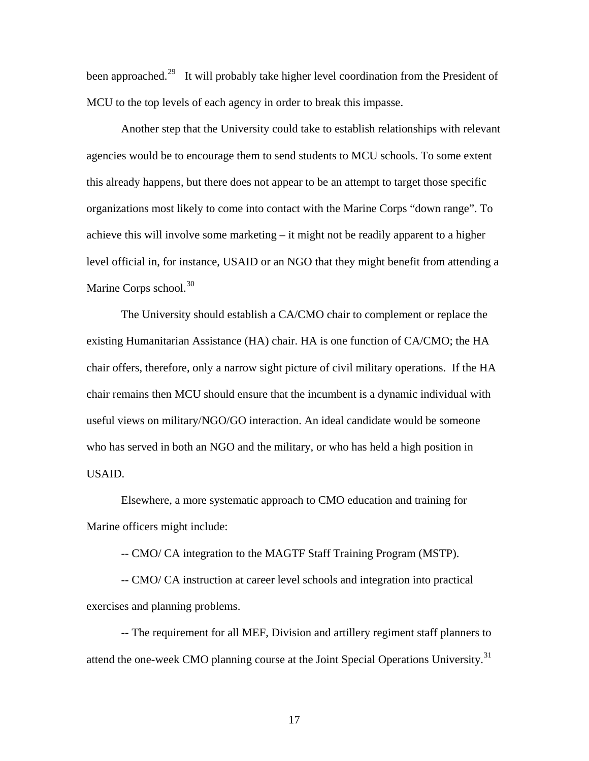been approached.[29] It will probably take higher level coordination from the President of MCU to the top levels of each agency in order to break this impasse.

Another step that the University could take to establish relationships with relevant agencies would be to encourage them to send students to MCU schools. To some extent this already happens, but there does not appear to be an attempt to target those specific organizations most likely to come into contact with the Marine Corps "down range". To achieve this will involve some marketing – it might not be readily apparent to a higher level official in, for instance, USAID or an NGO that they might benefit from attending a Marine Corps school.[30]

The University should establish a CA/CMO chair to complement or replace the existing Humanitarian Assistance (HA) chair. HA is one function of CA/CMO; the HA chair offers, therefore, only a narrow sight picture of civil military operations. If the HA chair remains then MCU should ensure that the incumbent is a dynamic individual with useful views on military/NGO/GO interaction. An ideal candidate would be someone who has served in both an NGO and the military, or who has held a high position in USAID.

Elsewhere, a more systematic approach to CMO education and training for Marine officers might include:

-- CMO/ CA integration to the MAGTF Staff Training Program (MSTP).

-- CMO/ CA instruction at career level schools and integration into practical exercises and planning problems.

-- The requirement for all MEF, Division and artillery regiment staff planners to attend the one-week CMO planning course at the Joint Special Operations University.[31]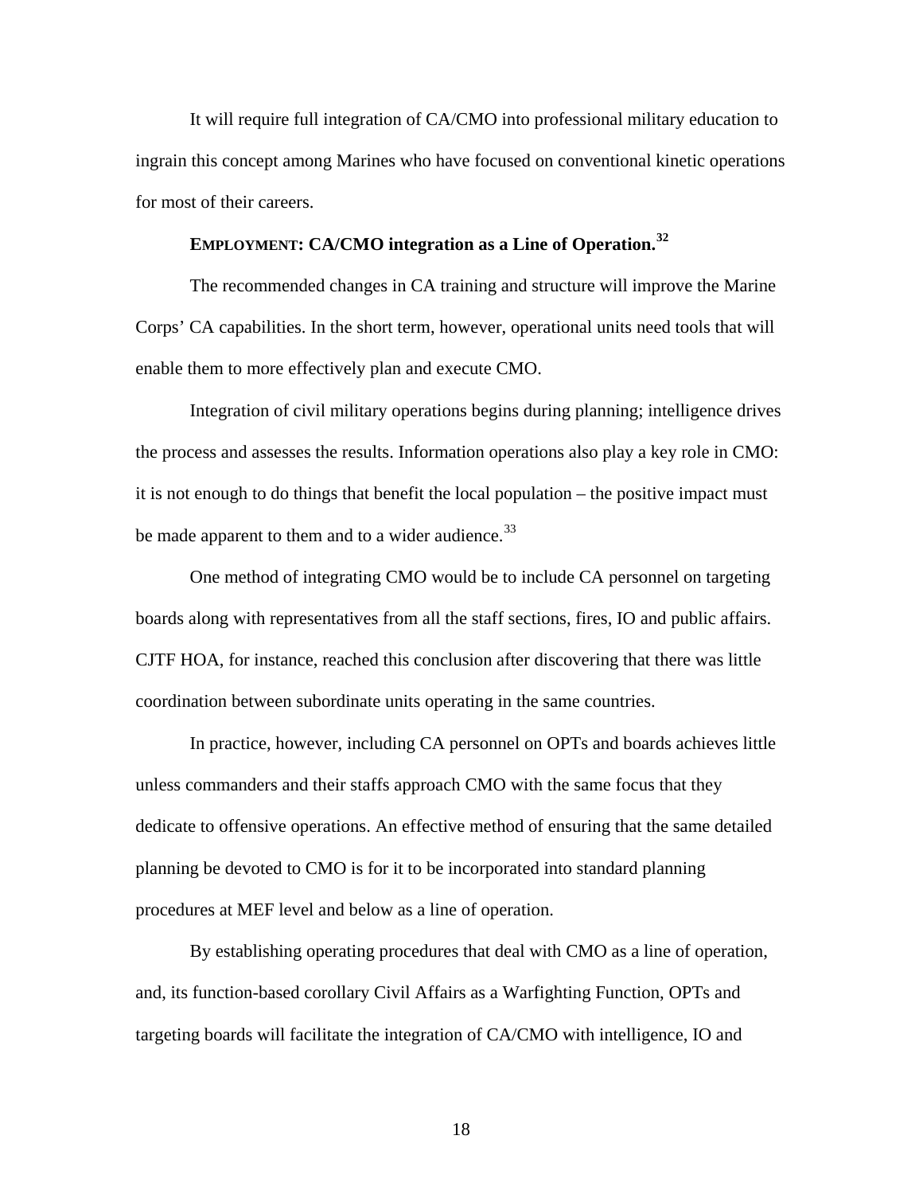It will require full integration of CA/CMO into professional military education to ingrain this concept among Marines who have focused on conventional kinetic operations for most of their careers.

**EMPLOYMENT: CA/CMO integration as a Line of Operation.**[32]

The recommended changes in CA training and structure will improve the Marine Corps' CA capabilities. In the short term, however, operational units need tools that will enable them to more effectively plan and execute CMO.

Integration of civil military operations begins during planning; intelligence drives the process and assesses the results. Information operations also play a key role in CMO: it is not enough to do things that benefit the local population – the positive impact must be made apparent to them and to a wider audience.[33]

One method of integrating CMO would be to include CA personnel on targeting boards along with representatives from all the staff sections, fires, IO and public affairs. CJTF HOA, for instance, reached this conclusion after discovering that there was little coordination between subordinate units operating in the same countries.

In practice, however, including CA personnel on OPTs and boards achieves little unless commanders and their staffs approach CMO with the same focus that they dedicate to offensive operations. An effective method of ensuring that the same detailed planning be devoted to CMO is for it to be incorporated into standard planning procedures at MEF level and below as a line of operation.

By establishing operating procedures that deal with CMO as a line of operation, and, its function-based corollary Civil Affairs as a Warfighting Function, OPTs and targeting boards will facilitate the integration of CA/CMO with intelligence, IO and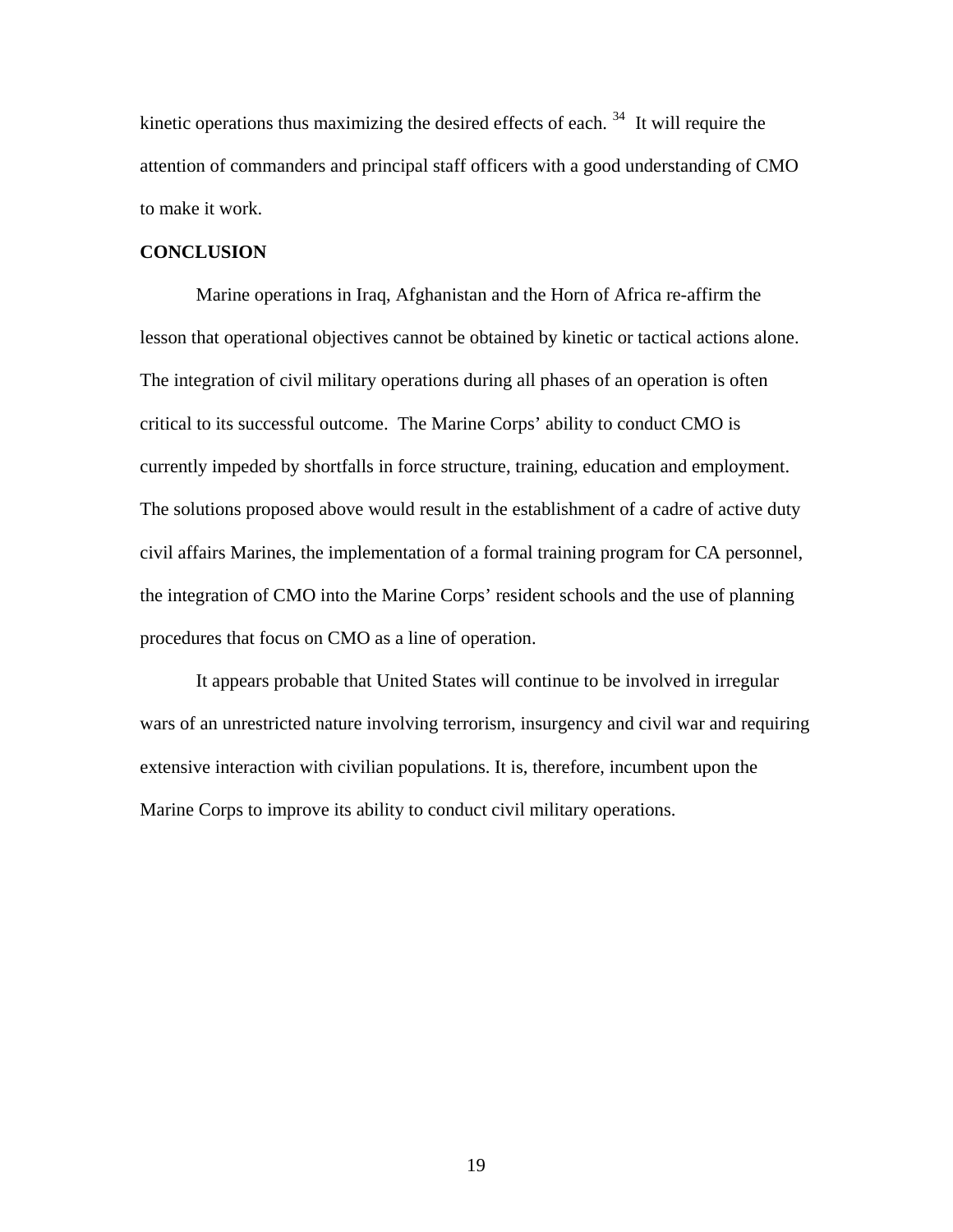kinetic operations thus maximizing the desired effects of each. [34] It will require the attention of commanders and principal staff officers with a good understanding of CMO to make it work.

## CONCLUSION

Marine operations in Iraq, Afghanistan and the Horn of Africa re-affirm the lesson that operational objectives cannot be obtained by kinetic or tactical actions alone. The integration of civil military operations during all phases of an operation is often critical to its successful outcome. The Marine Corps' ability to conduct CMO is currently impeded by shortfalls in force structure, training, education and employment. The solutions proposed above would result in the establishment of a cadre of active duty civil affairs Marines, the implementation of a formal training program for CA personnel, the integration of CMO into the Marine Corps' resident schools and the use of planning procedures that focus on CMO as a line of operation.

It appears probable that United States will continue to be involved in irregular wars of an unrestricted nature involving terrorism, insurgency and civil war and requiring extensive interaction with civilian populations. It is, therefore, incumbent upon the Marine Corps to improve its ability to conduct civil military operations.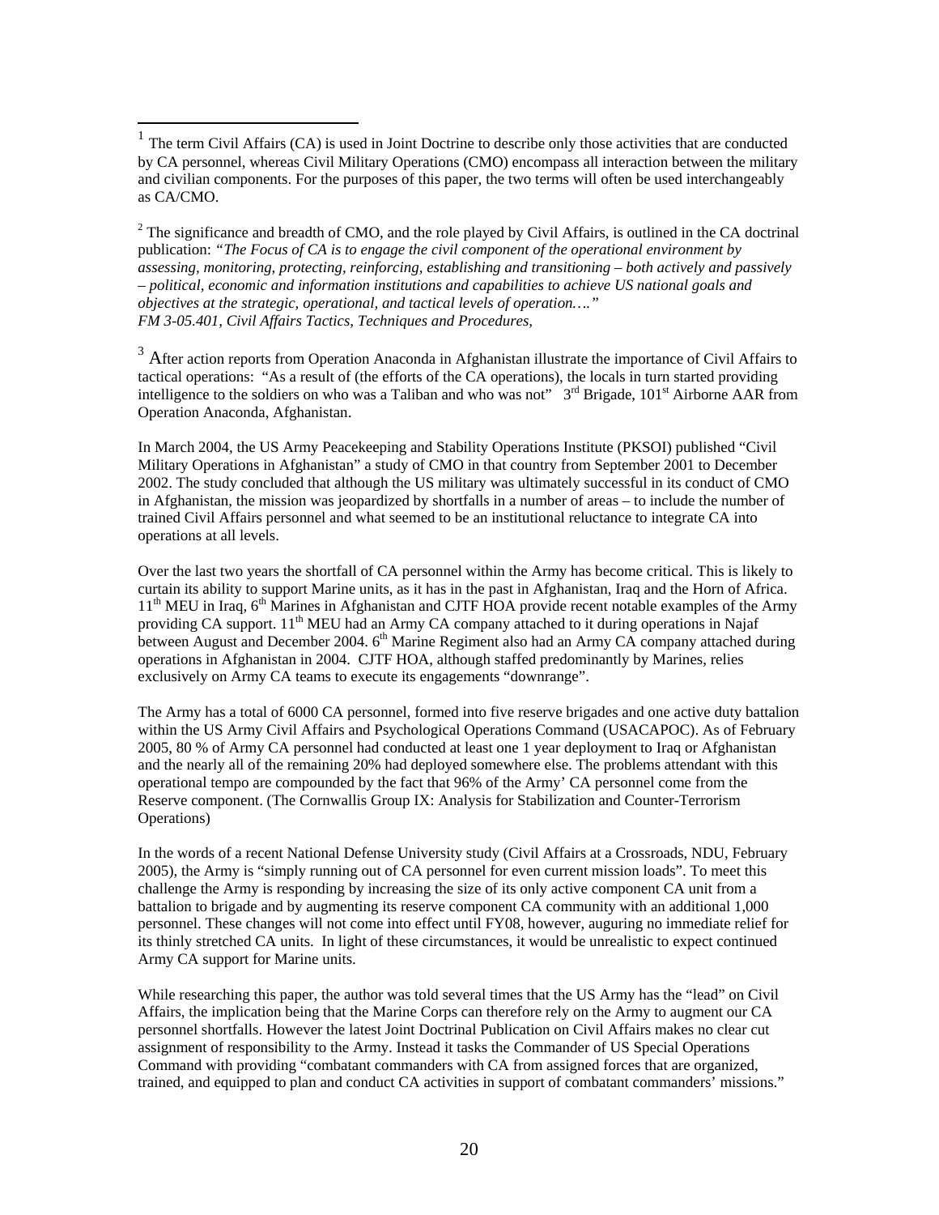[1] The term Civil Affairs (CA) is used in Joint Doctrine to describe only those activities that are conducted by CA personnel, whereas Civil Military Operations (CMO) encompass all interaction between the military and civilian components. For the purposes of this paper, the two terms will often be used interchangeably as CA/CMO.

[2] The significance and breadth of CMO, and the role played by Civil Affairs, is outlined in the CA doctrinal publication: *"The Focus of CA is to engage the civil component of the operational environment by assessing, monitoring, protecting, reinforcing, establishing and transitioning – both actively and passively – political, economic and information institutions and capabilities to achieve US national goals and objectives at the strategic, operational, and tactical levels of operation…."*
*FM 3-05.401, Civil Affairs Tactics, Techniques and Procedures,*

[3] After action reports from Operation Anaconda in Afghanistan illustrate the importance of Civil Affairs to tactical operations: "As a result of (the efforts of the CA operations), the locals in turn started providing intelligence to the soldiers on who was a Taliban and who was not" 3rd Brigade, 101st Airborne AAR from Operation Anaconda, Afghanistan.

In March 2004, the US Army Peacekeeping and Stability Operations Institute (PKSOI) published "Civil Military Operations in Afghanistan" a study of CMO in that country from September 2001 to December 2002. The study concluded that although the US military was ultimately successful in its conduct of CMO in Afghanistan, the mission was jeopardized by shortfalls in a number of areas – to include the number of trained Civil Affairs personnel and what seemed to be an institutional reluctance to integrate CA into operations at all levels.

Over the last two years the shortfall of CA personnel within the Army has become critical. This is likely to curtain its ability to support Marine units, as it has in the past in Afghanistan, Iraq and the Horn of Africa. 11th MEU in Iraq, 6th Marines in Afghanistan and CJTF HOA provide recent notable examples of the Army providing CA support. 11th MEU had an Army CA company attached to it during operations in Najaf between August and December 2004. 6th Marine Regiment also had an Army CA company attached during operations in Afghanistan in 2004. CJTF HOA, although staffed predominantly by Marines, relies exclusively on Army CA teams to execute its engagements "downrange".

The Army has a total of 6000 CA personnel, formed into five reserve brigades and one active duty battalion within the US Army Civil Affairs and Psychological Operations Command (USACAPOC). As of February 2005, 80 % of Army CA personnel had conducted at least one 1 year deployment to Iraq or Afghanistan and the nearly all of the remaining 20% had deployed somewhere else. The problems attendant with this operational tempo are compounded by the fact that 96% of the Army' CA personnel come from the Reserve component. (The Cornwallis Group IX: Analysis for Stabilization and Counter-Terrorism Operations)

In the words of a recent National Defense University study (Civil Affairs at a Crossroads, NDU, February 2005), the Army is "simply running out of CA personnel for even current mission loads". To meet this challenge the Army is responding by increasing the size of its only active component CA unit from a battalion to brigade and by augmenting its reserve component CA community with an additional 1,000 personnel. These changes will not come into effect until FY08, however, auguring no immediate relief for its thinly stretched CA units. In light of these circumstances, it would be unrealistic to expect continued Army CA support for Marine units.

While researching this paper, the author was told several times that the US Army has the "lead" on Civil Affairs, the implication being that the Marine Corps can therefore rely on the Army to augment our CA personnel shortfalls. However the latest Joint Doctrinal Publication on Civil Affairs makes no clear cut assignment of responsibility to the Army. Instead it tasks the Commander of US Special Operations Command with providing "combatant commanders with CA from assigned forces that are organized, trained, and equipped to plan and conduct CA activities in support of combatant commanders' missions."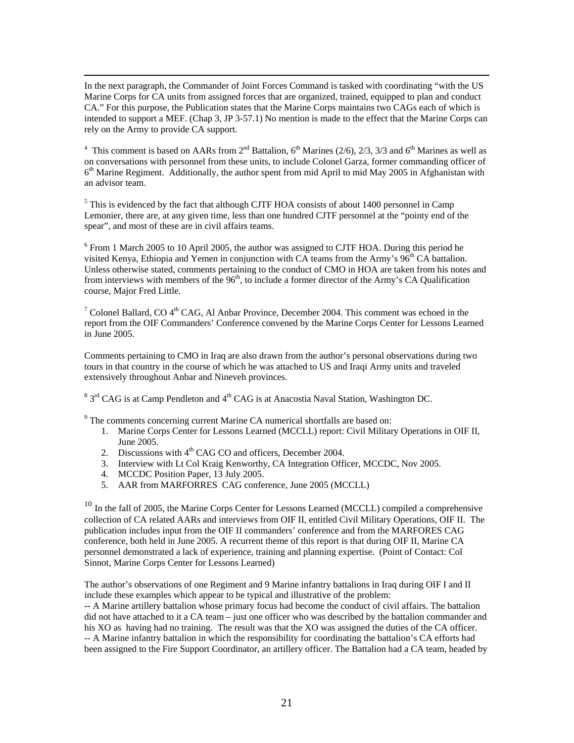In the next paragraph, the Commander of Joint Forces Command is tasked with coordinating "with the US Marine Corps for CA units from assigned forces that are organized, trained, equipped to plan and conduct CA." For this purpose, the Publication states that the Marine Corps maintains two CAGs each of which is intended to support a MEF. (Chap 3, JP 3-57.1) No mention is made to the effect that the Marine Corps can rely on the Army to provide CA support.

[4] This comment is based on AARs from 2nd Battalion, 6th Marines (2/6), 2/3, 3/3 and 6th Marines as well as on conversations with personnel from these units, to include Colonel Garza, former commanding officer of 6th Marine Regiment. Additionally, the author spent from mid April to mid May 2005 in Afghanistan with an advisor team.

[5] This is evidenced by the fact that although CJTF HOA consists of about 1400 personnel in Camp Lemonier, there are, at any given time, less than one hundred CJTF personnel at the "pointy end of the spear", and most of these are in civil affairs teams.

[6] From 1 March 2005 to 10 April 2005, the author was assigned to CJTF HOA. During this period he visited Kenya, Ethiopia and Yemen in conjunction with CA teams from the Army's 96th CA battalion. Unless otherwise stated, comments pertaining to the conduct of CMO in HOA are taken from his notes and from interviews with members of the 96th, to include a former director of the Army's CA Qualification course, Major Fred Little.

[7] Colonel Ballard, CO 4th CAG, Al Anbar Province, December 2004. This comment was echoed in the report from the OIF Commanders' Conference convened by the Marine Corps Center for Lessons Learned in June 2005.

Comments pertaining to CMO in Iraq are also drawn from the author's personal observations during two tours in that country in the course of which he was attached to US and Iraqi Army units and traveled extensively throughout Anbar and Nineveh provinces.

[8] 3rd CAG is at Camp Pendleton and 4th CAG is at Anacostia Naval Station, Washington DC.

[9] The comments concerning current Marine CA numerical shortfalls are based on:

1. Marine Corps Center for Lessons Learned (MCCLL) report: Civil Military Operations in OIF II, June 2005.
2. Discussions with 4th CAG CO and officers, December 2004.
3. Interview with Lt Col Kraig Kenworthy, CA Integration Officer, MCCDC, Nov 2005.
4. MCCDC Position Paper, 13 July 2005.
5. AAR from MARFORRES CAG conference, June 2005 (MCCLL)

[10] In the fall of 2005, the Marine Corps Center for Lessons Learned (MCCLL) compiled a comprehensive collection of CA related AARs and interviews from OIF II, entitled Civil Military Operations, OIF II. The publication includes input from the OIF II commanders' conference and from the MARFORES CAG conference, both held in June 2005. A recurrent theme of this report is that during OIF II, Marine CA personnel demonstrated a lack of experience, training and planning expertise. (Point of Contact: Col Sinnot, Marine Corps Center for Lessons Learned)

The author's observations of one Regiment and 9 Marine infantry battalions in Iraq during OIF I and II include these examples which appear to be typical and illustrative of the problem:

-- A Marine artillery battalion whose primary focus had become the conduct of civil affairs. The battalion did not have attached to it a CA team – just one officer who was described by the battalion commander and his XO as having had no training. The result was that the XO was assigned the duties of the CA officer.

-- A Marine infantry battalion in which the responsibility for coordinating the battalion's CA efforts had been assigned to the Fire Support Coordinator, an artillery officer. The Battalion had a CA team, headed by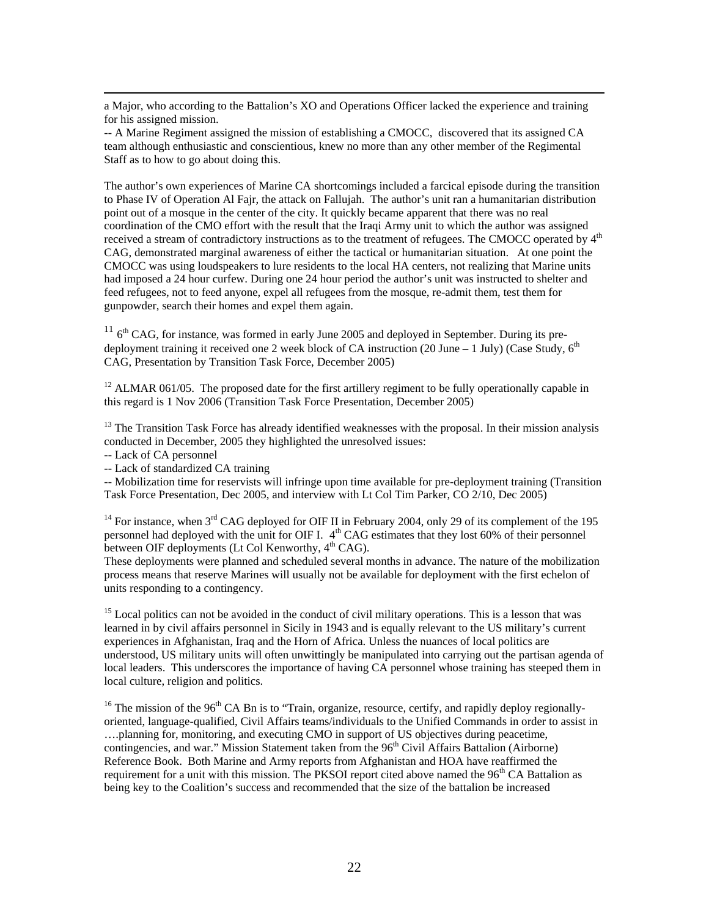a Major, who according to the Battalion's XO and Operations Officer lacked the experience and training for his assigned mission.

-- A Marine Regiment assigned the mission of establishing a CMOCC, discovered that its assigned CA team although enthusiastic and conscientious, knew no more than any other member of the Regimental Staff as to how to go about doing this.

The author's own experiences of Marine CA shortcomings included a farcical episode during the transition to Phase IV of Operation Al Fajr, the attack on Fallujah. The author's unit ran a humanitarian distribution point out of a mosque in the center of the city. It quickly became apparent that there was no real coordination of the CMO effort with the result that the Iraqi Army unit to which the author was assigned received a stream of contradictory instructions as to the treatment of refugees. The CMOCC operated by 4th CAG, demonstrated marginal awareness of either the tactical or humanitarian situation. At one point the CMOCC was using loudspeakers to lure residents to the local HA centers, not realizing that Marine units had imposed a 24 hour curfew. During one 24 hour period the author's unit was instructed to shelter and feed refugees, not to feed anyone, expel all refugees from the mosque, re-admit them, test them for gunpowder, search their homes and expel them again.

[11] 6th CAG, for instance, was formed in early June 2005 and deployed in September. During its pre-deployment training it received one 2 week block of CA instruction (20 June – 1 July) (Case Study, 6th CAG, Presentation by Transition Task Force, December 2005)

[12] ALMAR 061/05. The proposed date for the first artillery regiment to be fully operationally capable in this regard is 1 Nov 2006 (Transition Task Force Presentation, December 2005)

[13] The Transition Task Force has already identified weaknesses with the proposal. In their mission analysis conducted in December, 2005 they highlighted the unresolved issues:
-- Lack of CA personnel
-- Lack of standardized CA training
-- Mobilization time for reservists will infringe upon time available for pre-deployment training (Transition Task Force Presentation, Dec 2005, and interview with Lt Col Tim Parker, CO 2/10, Dec 2005)

[14] For instance, when 3rd CAG deployed for OIF II in February 2004, only 29 of its complement of the 195 personnel had deployed with the unit for OIF I. 4th CAG estimates that they lost 60% of their personnel between OIF deployments (Lt Col Kenworthy, 4th CAG).
These deployments were planned and scheduled several months in advance. The nature of the mobilization process means that reserve Marines will usually not be available for deployment with the first echelon of units responding to a contingency.

[15] Local politics can not be avoided in the conduct of civil military operations. This is a lesson that was learned in by civil affairs personnel in Sicily in 1943 and is equally relevant to the US military's current experiences in Afghanistan, Iraq and the Horn of Africa. Unless the nuances of local politics are understood, US military units will often unwittingly be manipulated into carrying out the partisan agenda of local leaders. This underscores the importance of having CA personnel whose training has steeped them in local culture, religion and politics.

[16] The mission of the 96th CA Bn is to "Train, organize, resource, certify, and rapidly deploy regionally-oriented, language-qualified, Civil Affairs teams/individuals to the Unified Commands in order to assist in ….planning for, monitoring, and executing CMO in support of US objectives during peacetime, contingencies, and war." Mission Statement taken from the 96th Civil Affairs Battalion (Airborne) Reference Book. Both Marine and Army reports from Afghanistan and HOA have reaffirmed the requirement for a unit with this mission. The PKSOI report cited above named the 96th CA Battalion as being key to the Coalition's success and recommended that the size of the battalion be increased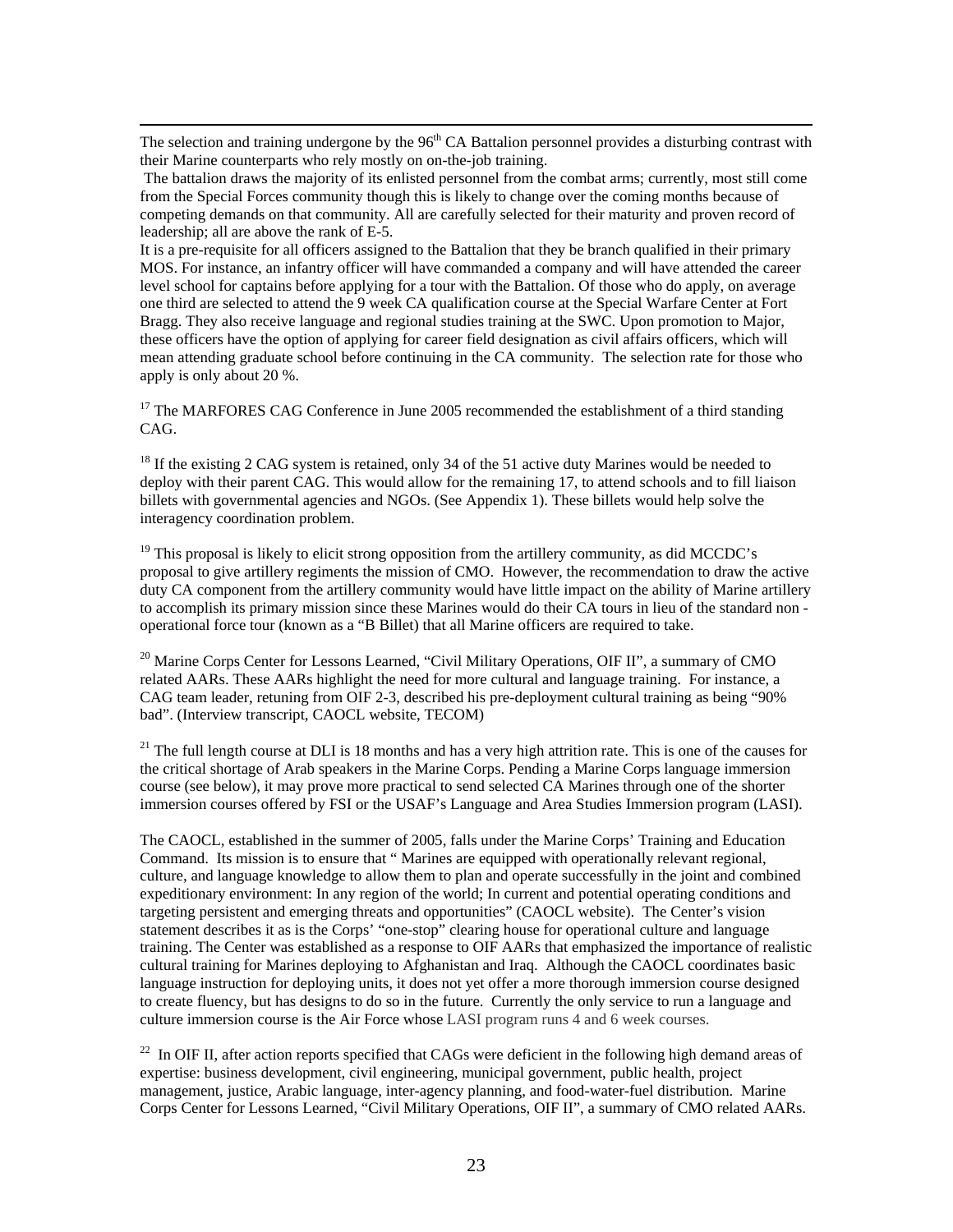The selection and training undergone by the 96th CA Battalion personnel provides a disturbing contrast with their Marine counterparts who rely mostly on on-the-job training.

The battalion draws the majority of its enlisted personnel from the combat arms; currently, most still come from the Special Forces community though this is likely to change over the coming months because of competing demands on that community. All are carefully selected for their maturity and proven record of leadership; all are above the rank of E-5.

It is a pre-requisite for all officers assigned to the Battalion that they be branch qualified in their primary MOS. For instance, an infantry officer will have commanded a company and will have attended the career level school for captains before applying for a tour with the Battalion. Of those who do apply, on average one third are selected to attend the 9 week CA qualification course at the Special Warfare Center at Fort Bragg. They also receive language and regional studies training at the SWC. Upon promotion to Major, these officers have the option of applying for career field designation as civil affairs officers, which will mean attending graduate school before continuing in the CA community. The selection rate for those who apply is only about 20 %.

[17] The MARFORES CAG Conference in June 2005 recommended the establishment of a third standing CAG.

[18] If the existing 2 CAG system is retained, only 34 of the 51 active duty Marines would be needed to deploy with their parent CAG. This would allow for the remaining 17, to attend schools and to fill liaison billets with governmental agencies and NGOs. (See Appendix 1). These billets would help solve the interagency coordination problem.

[19] This proposal is likely to elicit strong opposition from the artillery community, as did MCCDC's proposal to give artillery regiments the mission of CMO. However, the recommendation to draw the active duty CA component from the artillery community would have little impact on the ability of Marine artillery to accomplish its primary mission since these Marines would do their CA tours in lieu of the standard non - operational force tour (known as a "B Billet) that all Marine officers are required to take.

[20] Marine Corps Center for Lessons Learned, "Civil Military Operations, OIF II", a summary of CMO related AARs. These AARs highlight the need for more cultural and language training. For instance, a CAG team leader, retuning from OIF 2-3, described his pre-deployment cultural training as being "90% bad". (Interview transcript, CAOCL website, TECOM)

[21] The full length course at DLI is 18 months and has a very high attrition rate. This is one of the causes for the critical shortage of Arab speakers in the Marine Corps. Pending a Marine Corps language immersion course (see below), it may prove more practical to send selected CA Marines through one of the shorter immersion courses offered by FSI or the USAF's Language and Area Studies Immersion program (LASI).

The CAOCL, established in the summer of 2005, falls under the Marine Corps' Training and Education Command. Its mission is to ensure that " Marines are equipped with operationally relevant regional, culture, and language knowledge to allow them to plan and operate successfully in the joint and combined expeditionary environment: In any region of the world; In current and potential operating conditions and targeting persistent and emerging threats and opportunities" (CAOCL website). The Center's vision statement describes it as is the Corps' "one-stop" clearing house for operational culture and language training. The Center was established as a response to OIF AARs that emphasized the importance of realistic cultural training for Marines deploying to Afghanistan and Iraq. Although the CAOCL coordinates basic language instruction for deploying units, it does not yet offer a more thorough immersion course designed to create fluency, but has designs to do so in the future. Currently the only service to run a language and culture immersion course is the Air Force whose LASI program runs 4 and 6 week courses.

[22] In OIF II, after action reports specified that CAGs were deficient in the following high demand areas of expertise: business development, civil engineering, municipal government, public health, project management, justice, Arabic language, inter-agency planning, and food-water-fuel distribution. Marine Corps Center for Lessons Learned, "Civil Military Operations, OIF II", a summary of CMO related AARs.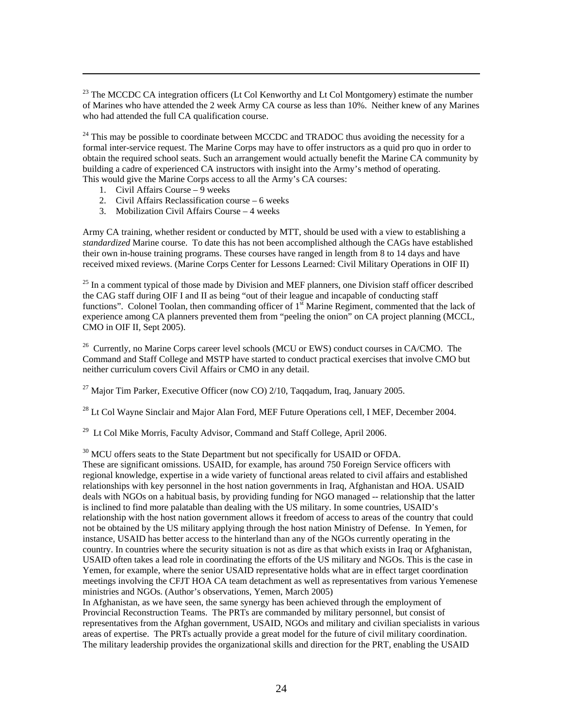[23] The MCCDC CA integration officers (Lt Col Kenworthy and Lt Col Montgomery) estimate the number of Marines who have attended the 2 week Army CA course as less than 10%. Neither knew of any Marines who had attended the full CA qualification course.

[24] This may be possible to coordinate between MCCDC and TRADOC thus avoiding the necessity for a formal inter-service request. The Marine Corps may have to offer instructors as a quid pro quo in order to obtain the required school seats. Such an arrangement would actually benefit the Marine CA community by building a cadre of experienced CA instructors with insight into the Army's method of operating. This would give the Marine Corps access to all the Army's CA courses:

1. Civil Affairs Course – 9 weeks
2. Civil Affairs Reclassification course – 6 weeks
3. Mobilization Civil Affairs Course – 4 weeks

Army CA training, whether resident or conducted by MTT, should be used with a view to establishing a *standardized* Marine course. To date this has not been accomplished although the CAGs have established their own in-house training programs. These courses have ranged in length from 8 to 14 days and have received mixed reviews. (Marine Corps Center for Lessons Learned: Civil Military Operations in OIF II)

[25] In a comment typical of those made by Division and MEF planners, one Division staff officer described the CAG staff during OIF I and II as being "out of their league and incapable of conducting staff functions". Colonel Toolan, then commanding officer of 1st Marine Regiment, commented that the lack of experience among CA planners prevented them from "peeling the onion" on CA project planning (MCCL, CMO in OIF II, Sept 2005).

[26] Currently, no Marine Corps career level schools (MCU or EWS) conduct courses in CA/CMO. The Command and Staff College and MSTP have started to conduct practical exercises that involve CMO but neither curriculum covers Civil Affairs or CMO in any detail.

[27] Major Tim Parker, Executive Officer (now CO) 2/10, Taqqadum, Iraq, January 2005.

[28] Lt Col Wayne Sinclair and Major Alan Ford, MEF Future Operations cell, I MEF, December 2004.

[29] Lt Col Mike Morris, Faculty Advisor, Command and Staff College, April 2006.

[30] MCU offers seats to the State Department but not specifically for USAID or OFDA.
These are significant omissions. USAID, for example, has around 750 Foreign Service officers with regional knowledge, expertise in a wide variety of functional areas related to civil affairs and established relationships with key personnel in the host nation governments in Iraq, Afghanistan and HOA. USAID deals with NGOs on a habitual basis, by providing funding for NGO managed -- relationship that the latter is inclined to find more palatable than dealing with the US military. In some countries, USAID's relationship with the host nation government allows it freedom of access to areas of the country that could not be obtained by the US military applying through the host nation Ministry of Defense. In Yemen, for instance, USAID has better access to the hinterland than any of the NGOs currently operating in the country. In countries where the security situation is not as dire as that which exists in Iraq or Afghanistan, USAID often takes a lead role in coordinating the efforts of the US military and NGOs. This is the case in Yemen, for example, where the senior USAID representative holds what are in effect target coordination meetings involving the CFJT HOA CA team detachment as well as representatives from various Yemenese ministries and NGOs. (Author's observations, Yemen, March 2005)
In Afghanistan, as we have seen, the same synergy has been achieved through the employment of Provincial Reconstruction Teams. The PRTs are commanded by military personnel, but consist of representatives from the Afghan government, USAID, NGOs and military and civilian specialists in various areas of expertise. The PRTs actually provide a great model for the future of civil military coordination. The military leadership provides the organizational skills and direction for the PRT, enabling the USAID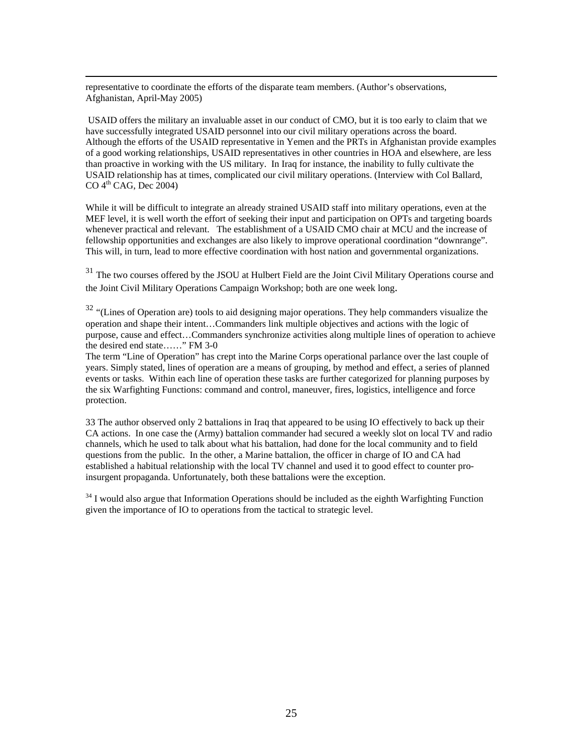representative to coordinate the efforts of the disparate team members. (Author's observations, Afghanistan, April-May 2005)

USAID offers the military an invaluable asset in our conduct of CMO, but it is too early to claim that we have successfully integrated USAID personnel into our civil military operations across the board. Although the efforts of the USAID representative in Yemen and the PRTs in Afghanistan provide examples of a good working relationships, USAID representatives in other countries in HOA and elsewhere, are less than proactive in working with the US military. In Iraq for instance, the inability to fully cultivate the USAID relationship has at times, complicated our civil military operations. (Interview with Col Ballard, CO 4th CAG, Dec 2004)

While it will be difficult to integrate an already strained USAID staff into military operations, even at the MEF level, it is well worth the effort of seeking their input and participation on OPTs and targeting boards whenever practical and relevant. The establishment of a USAID CMO chair at MCU and the increase of fellowship opportunities and exchanges are also likely to improve operational coordination "downrange". This will, in turn, lead to more effective coordination with host nation and governmental organizations.

[31] The two courses offered by the JSOU at Hulbert Field are the Joint Civil Military Operations course and the Joint Civil Military Operations Campaign Workshop; both are one week long.

[32] "(Lines of Operation are) tools to aid designing major operations. They help commanders visualize the operation and shape their intent…Commanders link multiple objectives and actions with the logic of purpose, cause and effect…Commanders synchronize activities along multiple lines of operation to achieve the desired end state……" FM 3-0

The term "Line of Operation" has crept into the Marine Corps operational parlance over the last couple of years. Simply stated, lines of operation are a means of grouping, by method and effect, a series of planned events or tasks. Within each line of operation these tasks are further categorized for planning purposes by the six Warfighting Functions: command and control, maneuver, fires, logistics, intelligence and force protection.

33 The author observed only 2 battalions in Iraq that appeared to be using IO effectively to back up their CA actions. In one case the (Army) battalion commander had secured a weekly slot on local TV and radio channels, which he used to talk about what his battalion, had done for the local community and to field questions from the public. In the other, a Marine battalion, the officer in charge of IO and CA had established a habitual relationship with the local TV channel and used it to good effect to counter pro-insurgent propaganda. Unfortunately, both these battalions were the exception.

[34] I would also argue that Information Operations should be included as the eighth Warfighting Function given the importance of IO to operations from the tactical to strategic level.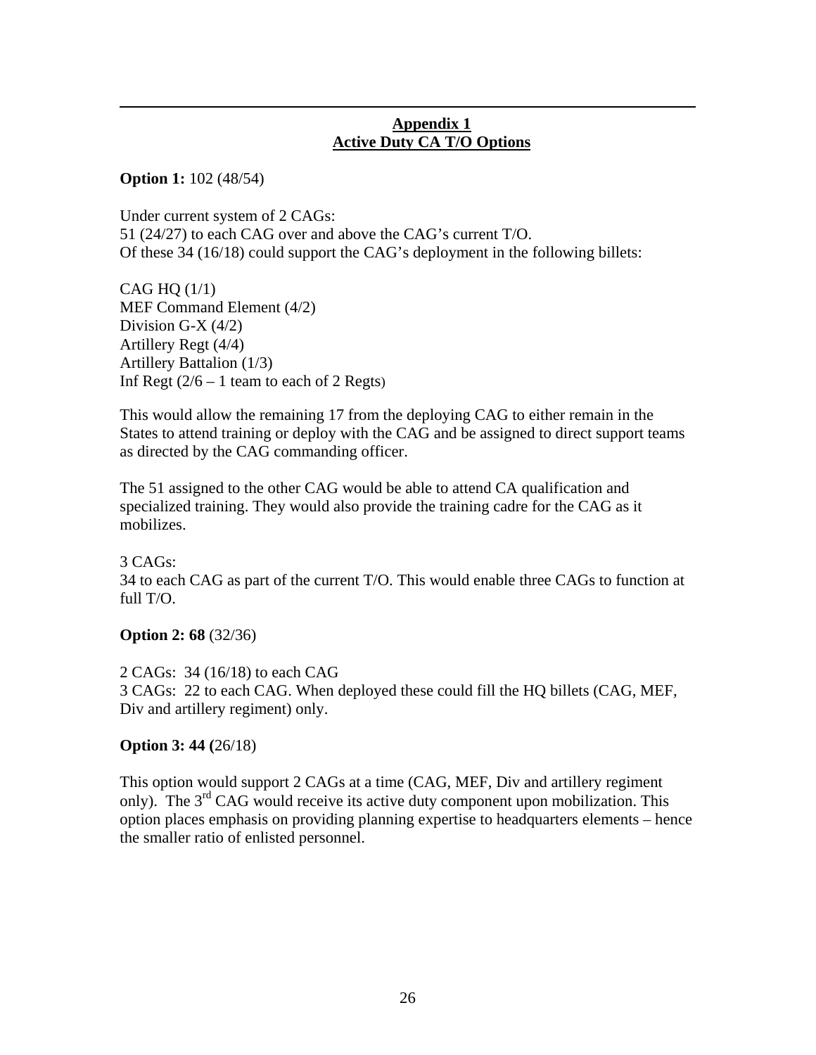## **Appendix 1**
## **Active Duty CA T/O Options**

**Option 1:** 102 (48/54)

Under current system of 2 CAGs:
51 (24/27) to each CAG over and above the CAG's current T/O.
Of these 34 (16/18) could support the CAG's deployment in the following billets:

CAG HQ (1/1)
MEF Command Element (4/2)
Division G-X (4/2)
Artillery Regt (4/4)
Artillery Battalion (1/3)
Inf Regt (2/6 – 1 team to each of 2 Regts)

This would allow the remaining 17 from the deploying CAG to either remain in the States to attend training or deploy with the CAG and be assigned to direct support teams as directed by the CAG commanding officer.

The 51 assigned to the other CAG would be able to attend CA qualification and specialized training. They would also provide the training cadre for the CAG as it mobilizes.

3 CAGs:
34 to each CAG as part of the current T/O. This would enable three CAGs to function at full T/O.

**Option 2: 68** (32/36)

2 CAGs: 34 (16/18) to each CAG
3 CAGs: 22 to each CAG. When deployed these could fill the HQ billets (CAG, MEF, Div and artillery regiment) only.

**Option 3: 44 (**26/18)

This option would support 2 CAGs at a time (CAG, MEF, Div and artillery regiment only). The 3rd CAG would receive its active duty component upon mobilization. This option places emphasis on providing planning expertise to headquarters elements – hence the smaller ratio of enlisted personnel.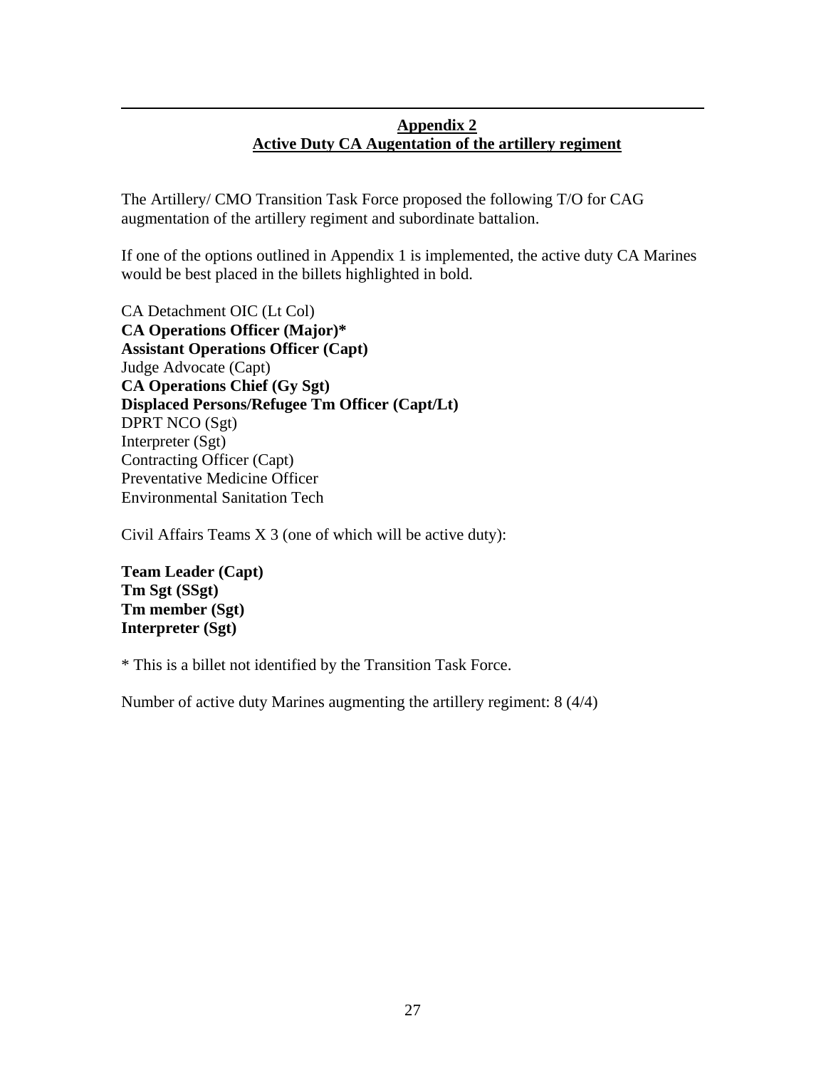## Appendix 2
## Active Duty CA Augentation of the artillery regiment

The Artillery/ CMO Transition Task Force proposed the following T/O for CAG augmentation of the artillery regiment and subordinate battalion.

If one of the options outlined in Appendix 1 is implemented, the active duty CA Marines would be best placed in the billets highlighted in bold.

CA Detachment OIC (Lt Col)
**CA Operations Officer (Major)***
**Assistant Operations Officer (Capt)**
Judge Advocate (Capt)
**CA Operations Chief (Gy Sgt)**
**Displaced Persons/Refugee Tm Officer (Capt/Lt)**
DPRT NCO (Sgt)
Interpreter (Sgt)
Contracting Officer (Capt)
Preventative Medicine Officer
Environmental Sanitation Tech

Civil Affairs Teams X 3 (one of which will be active duty):

**Team Leader (Capt)**
**Tm Sgt (SSgt)**
**Tm member (Sgt)**
**Interpreter (Sgt)**

* This is a billet not identified by the Transition Task Force.

Number of active duty Marines augmenting the artillery regiment: 8 (4/4)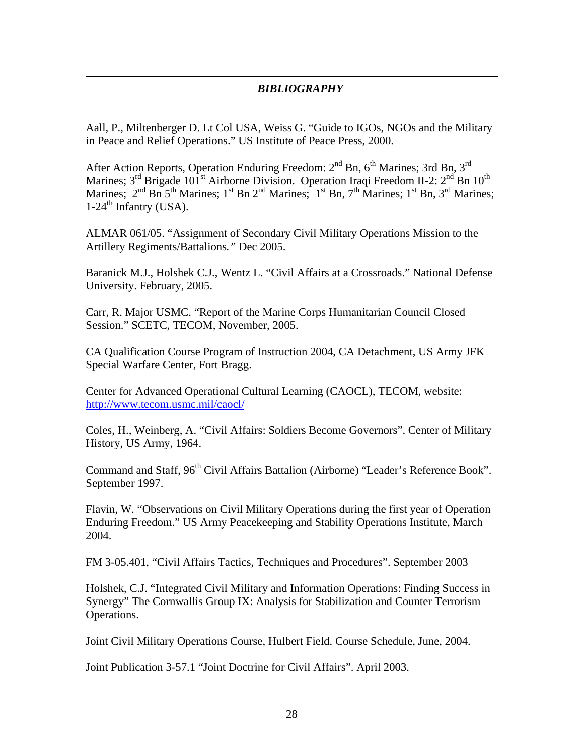## *BIBLIOGRAPHY*

Aall, P., Miltenberger D. Lt Col USA, Weiss G. "Guide to IGOs, NGOs and the Military in Peace and Relief Operations." US Institute of Peace Press, 2000.

After Action Reports, Operation Enduring Freedom: 2nd Bn, 6th Marines; 3rd Bn, 3rd Marines; 3rd Brigade 101st Airborne Division. Operation Iraqi Freedom II-2: 2nd Bn 10th Marines; 2nd Bn 5th Marines; 1st Bn 2nd Marines; 1st Bn, 7th Marines; 1st Bn, 3rd Marines; 1-24th Infantry (USA).

ALMAR 061/05. "Assignment of Secondary Civil Military Operations Mission to the Artillery Regiments/Battalions*.*" Dec 2005.

Baranick M.J., Holshek C.J., Wentz L. "Civil Affairs at a Crossroads." National Defense University. February, 2005.

Carr, R. Major USMC. "Report of the Marine Corps Humanitarian Council Closed Session." SCETC, TECOM, November, 2005.

CA Qualification Course Program of Instruction 2004, CA Detachment, US Army JFK Special Warfare Center, Fort Bragg.

Center for Advanced Operational Cultural Learning (CAOCL), TECOM, website: http://www.tecom.usmc.mil/caocl/

Coles, H., Weinberg, A. "Civil Affairs: Soldiers Become Governors". Center of Military History, US Army, 1964.

Command and Staff, 96th Civil Affairs Battalion (Airborne) "Leader's Reference Book". September 1997.

Flavin, W. "Observations on Civil Military Operations during the first year of Operation Enduring Freedom." US Army Peacekeeping and Stability Operations Institute, March 2004.

FM 3-05.401, "Civil Affairs Tactics, Techniques and Procedures". September 2003

Holshek, C.J. "Integrated Civil Military and Information Operations: Finding Success in Synergy" The Cornwallis Group IX: Analysis for Stabilization and Counter Terrorism Operations.

Joint Civil Military Operations Course, Hulbert Field. Course Schedule, June, 2004.

Joint Publication 3-57.1 "Joint Doctrine for Civil Affairs". April 2003.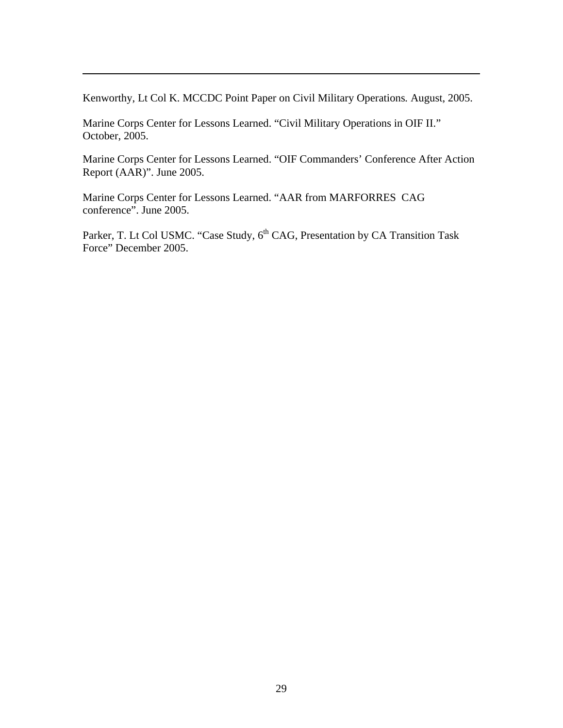Kenworthy, Lt Col K. MCCDC Point Paper on Civil Military Operations*.* August, 2005.

Marine Corps Center for Lessons Learned. “Civil Military Operations in OIF II.” October, 2005.

Marine Corps Center for Lessons Learned. “OIF Commanders’ Conference After Action Report (AAR)”. June 2005.

Marine Corps Center for Lessons Learned. “AAR from MARFORRES CAG conference”. June 2005.

Parker, T. Lt Col USMC. “Case Study, 6th CAG, Presentation by CA Transition Task Force” December 2005.